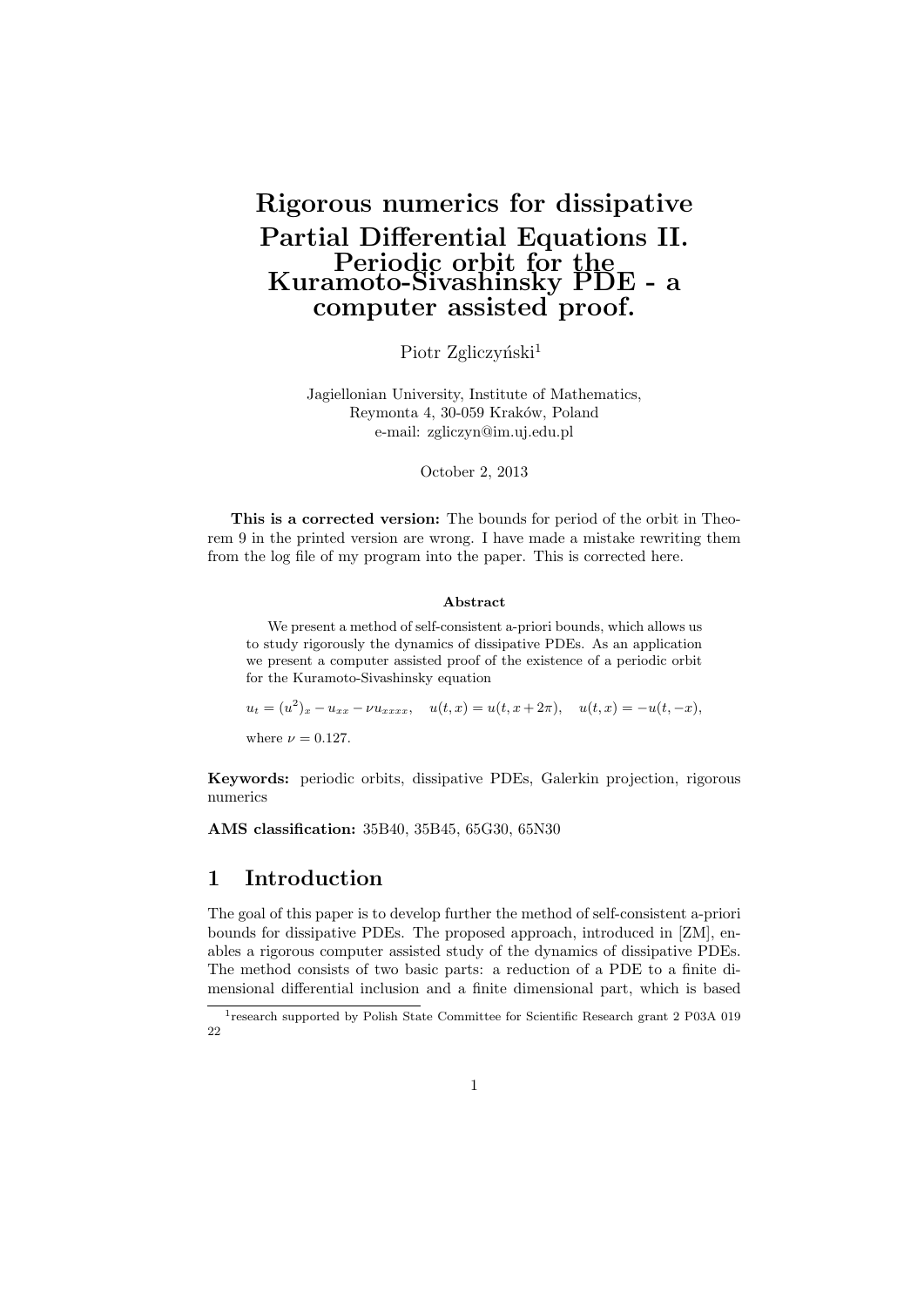# Rigorous numerics for dissipative Partial Differential Equations II. Periodic orbit for the Kuramoto-Sivashinsky PDE - a computer assisted proof.

Piotr Zgliczyński[1]

Jagiellonian University, Institute of Mathematics,
Reymonta 4, 30-059 Kraków, Poland
e-mail: zgliczyn@im.uj.edu.pl

October 2, 2013

**This is a corrected version:** The bounds for period of the orbit in Theorem 9 in the printed version are wrong. I have made a mistake rewriting them from the log file of my program into the paper. This is corrected here.

### Abstract

We present a method of self-consistent a-priori bounds, which allows us to study rigorously the dynamics of dissipative PDEs. As an application we present a computer assisted proof of the existence of a periodic orbit for the Kuramoto-Sivashinsky equation

$$u_t = (u^2)_x - u_{xx} - \nu u_{xxxx}, \quad u(t,x) = u(t, x + 2\pi), \quad u(t,x) = -u(t,-x),$$

where $\nu = 0.127$.

**Keywords:** periodic orbits, dissipative PDEs, Galerkin projection, rigorous numerics

**AMS classification:** 35B40, 35B45, 65G30, 65N30

## 1 Introduction

The goal of this paper is to develop further the method of self-consistent a-priori bounds for dissipative PDEs. The proposed approach, introduced in [ZM], enables a rigorous computer assisted study of the dynamics of dissipative PDEs. The method consists of two basic parts: a reduction of a PDE to a finite dimensional differential inclusion and a finite dimensional part, which is based

[1] research supported by Polish State Committee for Scientific Research grant 2 P03A 019 22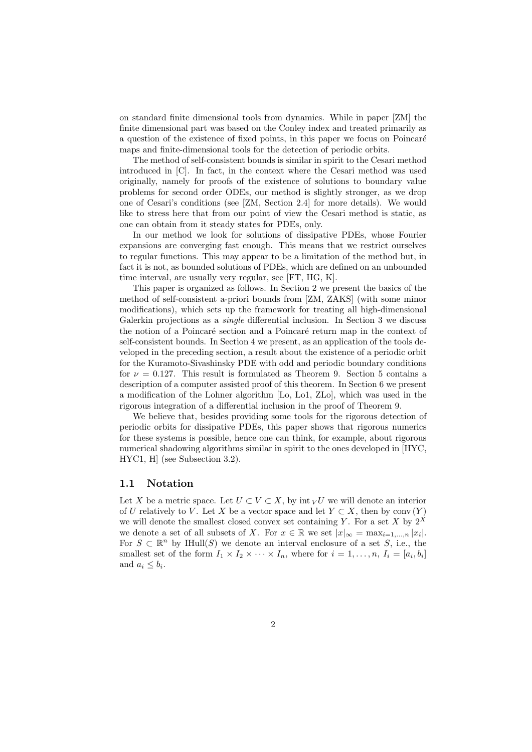on standard finite dimensional tools from dynamics. While in paper [ZM] the finite dimensional part was based on the Conley index and treated primarily as a question of the existence of fixed points, in this paper we focus on Poincaré maps and finite-dimensional tools for the detection of periodic orbits.

The method of self-consistent bounds is similar in spirit to the Cesari method introduced in [C]. In fact, in the context where the Cesari method was used originally, namely for proofs of the existence of solutions to boundary value problems for second order ODEs, our method is slightly stronger, as we drop one of Cesari's conditions (see [ZM, Section 2.4] for more details). We would like to stress here that from our point of view the Cesari method is static, as one can obtain from it steady states for PDEs, only.

In our method we look for solutions of dissipative PDEs, whose Fourier expansions are converging fast enough. This means that we restrict ourselves to regular functions. This may appear to be a limitation of the method but, in fact it is not, as bounded solutions of PDEs, which are defined on an unbounded time interval, are usually very regular, see [FT, HG, K].

This paper is organized as follows. In Section 2 we present the basics of the method of self-consistent a-priori bounds from [ZM, ZAKS] (with some minor modifications), which sets up the framework for treating all high-dimensional Galerkin projections as a *single* differential inclusion. In Section 3 we discuss the notion of a Poincaré section and a Poincaré return map in the context of self-consistent bounds. In Section 4 we present, as an application of the tools developed in the preceding section, a result about the existence of a periodic orbit for the Kuramoto-Sivashinsky PDE with odd and periodic boundary conditions for $\nu = 0.127$. This result is formulated as Theorem 9. Section 5 contains a description of a computer assisted proof of this theorem. In Section 6 we present a modification of the Lohner algorithm [Lo, Lo1, ZLo], which was used in the rigorous integration of a differential inclusion in the proof of Theorem 9.

We believe that, besides providing some tools for the rigorous detection of periodic orbits for dissipative PDEs, this paper shows that rigorous numerics for these systems is possible, hence one can think, for example, about rigorous numerical shadowing algorithms similar in spirit to the ones developed in [HYC, HYC1, H] (see Subsection 3.2).

## 1.1 Notation

Let $X$ be a metric space. Let $U \subset V \subset X$, by $\operatorname{int}_V U$ we will denote an interior of $U$ relatively to $V$. Let $X$ be a vector space and let $Y \subset X$, then by $\operatorname{conv}(Y)$ we will denote the smallest closed convex set containing $Y$. For a set $X$ by $2^X$ we denote a set of all subsets of $X$. For $x \in \mathbb{R}$ we set $|x|_\infty = \max_{i=1,\dots,n} |x_i|$. For $S \subset \mathbb{R}^n$ by $\mathrm{IHull}(S)$ we denote an interval enclosure of a set $S$, i.e., the smallest set of the form $I_1 \times I_2 \times \cdots \times I_n$, where for $i = 1, \dots, n$, $I_i = [a_i, b_i]$ and $a_i \leq b_i$.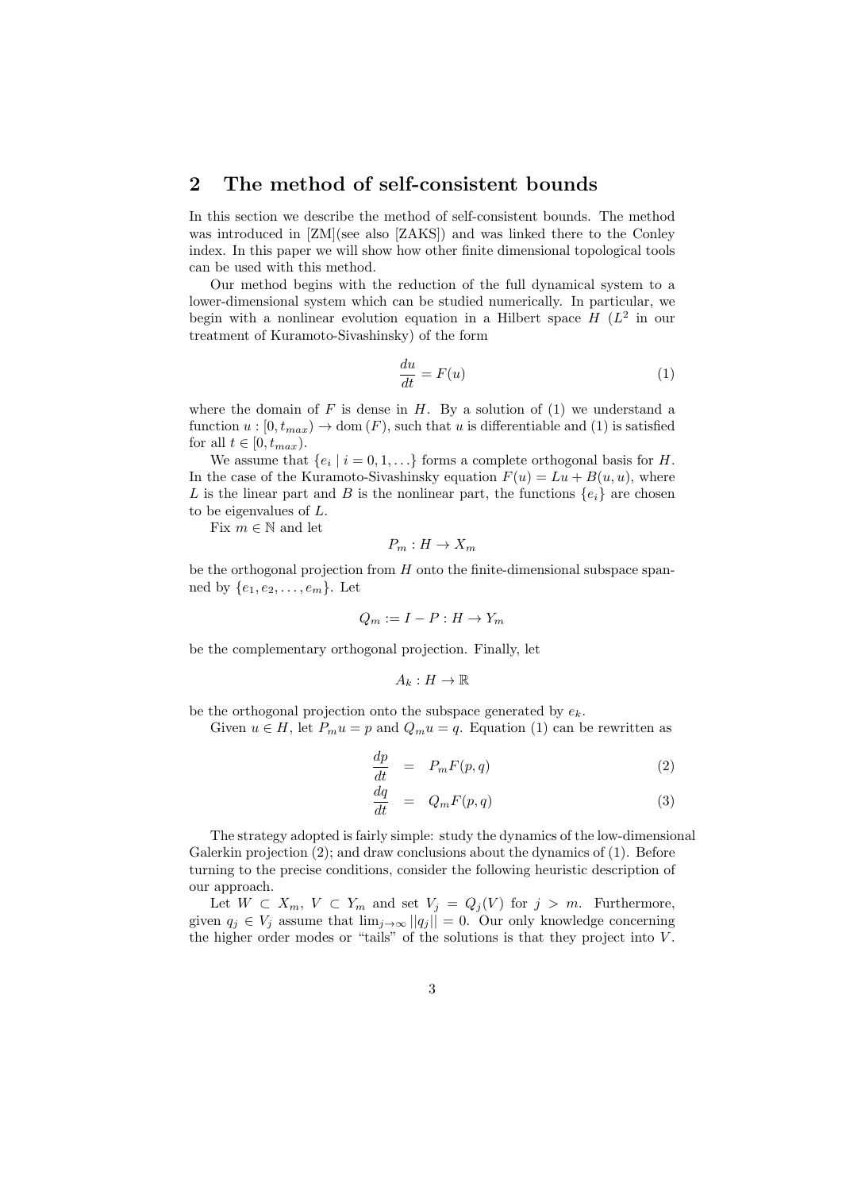## 2 The method of self-consistent bounds

In this section we describe the method of self-consistent bounds. The method was introduced in [ZM](see also [ZAKS]) and was linked there to the Conley index. In this paper we will show how other finite dimensional topological tools can be used with this method.

Our method begins with the reduction of the full dynamical system to a lower-dimensional system which can be studied numerically. In particular, we begin with a nonlinear evolution equation in a Hilbert space $H$ ($L^2$ in our treatment of Kuramoto-Sivashinsky) of the form

$$\frac{du}{dt} = F(u) \tag{1}$$

where the domain of $F$ is dense in $H$. By a solution of (1) we understand a function $u : [0, t_{max}) \to \operatorname{dom}(F)$, such that $u$ is differentiable and (1) is satisfied for all $t \in [0, t_{max})$.

We assume that $\{e_i \mid i = 0, 1, \ldots\}$ forms a complete orthogonal basis for $H$. In the case of the Kuramoto-Sivashinsky equation $F(u) = Lu + B(u, u)$, where $L$ is the linear part and $B$ is the nonlinear part, the functions $\{e_i\}$ are chosen to be eigenvalues of $L$.

Fix $m \in \mathbb{N}$ and let

$$P_m : H \to X_m$$

be the orthogonal projection from $H$ onto the finite-dimensional subspace spanned by $\{e_1, e_2, \ldots, e_m\}$. Let

$$Q_m := I - P : H \to Y_m$$

be the complementary orthogonal projection. Finally, let

$$A_k : H \to \mathbb{R}$$

be the orthogonal projection onto the subspace generated by $e_k$.

Given $u \in H$, let $P_m u = p$ and $Q_m u = q$. Equation (1) can be rewritten as

$$\frac{dp}{dt} = P_m F(p, q) \tag{2}$$

$$\frac{dq}{dt} = Q_m F(p, q) \tag{3}$$

The strategy adopted is fairly simple: study the dynamics of the low-dimensional Galerkin projection (2); and draw conclusions about the dynamics of (1). Before turning to the precise conditions, consider the following heuristic description of our approach.

Let $W \subset X_m$, $V \subset Y_m$ and set $V_j = Q_j(V)$ for $j > m$. Furthermore, given $q_j \in V_j$ assume that $\lim_{j \to \infty} ||q_j|| = 0$. Our only knowledge concerning the higher order modes or "tails" of the solutions is that they project into $V$.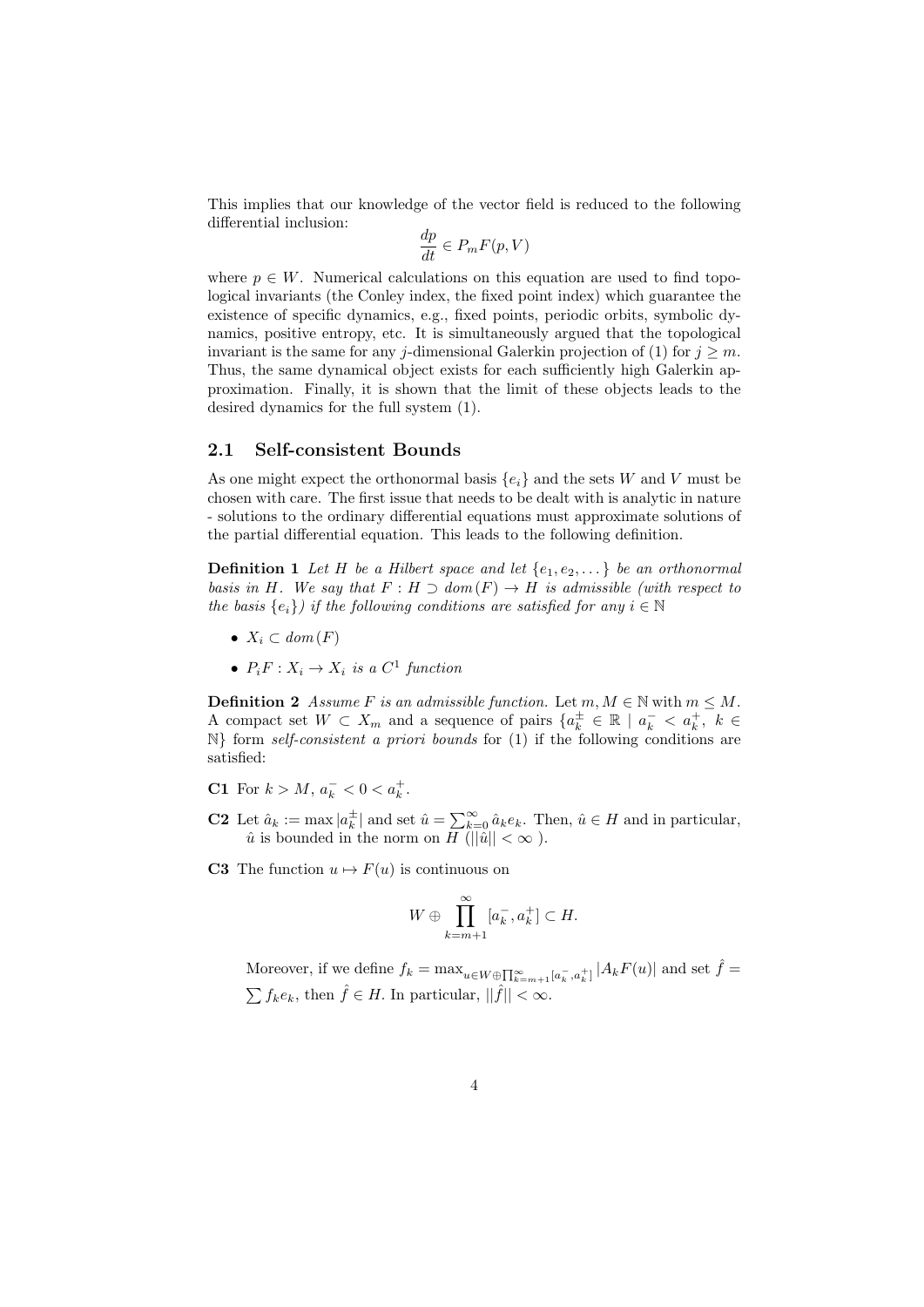This implies that our knowledge of the vector field is reduced to the following differential inclusion:

$$\frac{dp}{dt} \in P_m F(p, V)$$

where $p \in W$. Numerical calculations on this equation are used to find topological invariants (the Conley index, the fixed point index) which guarantee the existence of specific dynamics, e.g., fixed points, periodic orbits, symbolic dynamics, positive entropy, etc. It is simultaneously argued that the topological invariant is the same for any $j$-dimensional Galerkin projection of (1) for $j \geq m$. Thus, the same dynamical object exists for each sufficiently high Galerkin approximation. Finally, it is shown that the limit of these objects leads to the desired dynamics for the full system (1).

## 2.1 Self-consistent Bounds

As one might expect the orthonormal basis $\{e_i\}$ and the sets $W$ and $V$ must be chosen with care. The first issue that needs to be dealt with is analytic in nature - solutions to the ordinary differential equations must approximate solutions of the partial differential equation. This leads to the following definition.

**Definition 1** *Let $H$ be a Hilbert space and let $\{e_1, e_2, \dots\}$ be an orthonormal basis in $H$. We say that $F : H \supset dom(F) \to H$ is admissible (with respect to the basis $\{e_i\}$) if the following conditions are satisfied for any $i \in \mathbb{N}$*

- $X_i \subset dom(F)$
- $P_i F : X_i \to X_i$ *is a $C^1$ function*

**Definition 2** *Assume $F$ is an admissible function.* Let $m, M \in \mathbb{N}$ with $m \leq M$. A compact set $W \subset X_m$ and a sequence of pairs $\{a_k^{\pm} \in \mathbb{R} \mid a_k^- < a_k^+,\ k \in \mathbb{N}\}$ form *self-consistent a priori bounds* for (1) if the following conditions are satisfied:

**C1** For $k > M$, $a_k^- < 0 < a_k^+$.

**C2** Let $\hat{a}_k := \max |a_k^{\pm}|$ and set $\hat{u} = \sum_{k=0}^{\infty} \hat{a}_k e_k$. Then, $\hat{u} \in H$ and in particular, $\hat{u}$ is bounded in the norm on $H$ ($||\hat{u}|| < \infty$ ).

**C3** The function $u \mapsto F(u)$ is continuous on

$$W \oplus \prod_{k=m+1}^{\infty} [a_k^-, a_k^+] \subset H.$$

Moreover, if we define $f_k = \max_{u \in W \oplus \prod_{k=m+1}^{\infty} [a_k^-, a_k^+]} |A_k F(u)|$ and set $\hat{f} = \sum f_k e_k$, then $\hat{f} \in H$. In particular, $||\hat{f}|| < \infty$.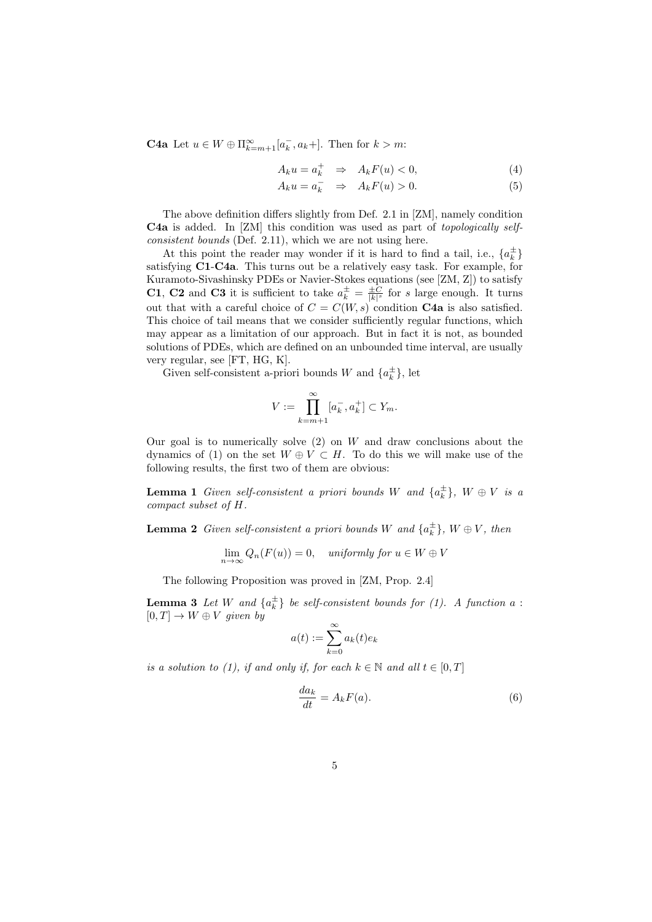**C4a** Let $u \in W \oplus \Pi_{k=m+1}^{\infty}[a_k^-, a_k+]$. Then for $k > m$:

$$A_k u = a_k^+ \quad \Rightarrow \quad A_k F(u) < 0, \tag{4}$$

$$A_k u = a_k^- \quad \Rightarrow \quad A_k F(u) > 0. \tag{5}$$

The above definition differs slightly from Def. 2.1 in [ZM], namely condition **C4a** is added. In [ZM] this condition was used as part of *topologically self-consistent bounds* (Def. 2.11), which we are not using here.

At this point the reader may wonder if it is hard to find a tail, i.e., $\{a_k^\pm\}$ satisfying **C1**-**C4a**. This turns out be a relatively easy task. For example, for Kuramoto-Sivashinsky PDEs or Navier-Stokes equations (see [ZM, Z]) to satisfy **C1**, **C2** and **C3** it is sufficient to take $a_k^\pm = \frac{\pm C}{|k|^s}$ for $s$ large enough. It turns out that with a careful choice of $C = C(W, s)$ condition **C4a** is also satisfied. This choice of tail means that we consider sufficiently regular functions, which may appear as a limitation of our approach. But in fact it is not, as bounded solutions of PDEs, which are defined on an unbounded time interval, are usually very regular, see [FT, HG, K].

Given self-consistent a-priori bounds $W$ and $\{a_k^\pm\}$, let

$$V := \prod_{k=m+1}^{\infty} [a_k^-, a_k^+] \subset Y_m.$$

Our goal is to numerically solve (2) on $W$ and draw conclusions about the dynamics of (1) on the set $W \oplus V \subset H$. To do this we will make use of the following results, the first two of them are obvious:

**Lemma 1** *Given self-consistent a priori bounds $W$ and $\{a_k^\pm\}$, $W \oplus V$ is a compact subset of $H$.*

**Lemma 2** *Given self-consistent a priori bounds $W$ and $\{a_k^\pm\}$, $W \oplus V$, then*

$$\lim_{n \to \infty} Q_n(F(u)) = 0, \quad \textit{uniformly for } u \in W \oplus V$$

The following Proposition was proved in [ZM, Prop. 2.4]

**Lemma 3** *Let $W$ and $\{a_k^\pm\}$ be self-consistent bounds for (1). A function $a : [0, T] \to W \oplus V$ given by*

$$a(t) := \sum_{k=0}^{\infty} a_k(t) e_k$$

*is a solution to (1), if and only if, for each $k \in \mathbb{N}$ and all $t \in [0, T]$*

$$\frac{da_k}{dt} = A_k F(a). \tag{6}$$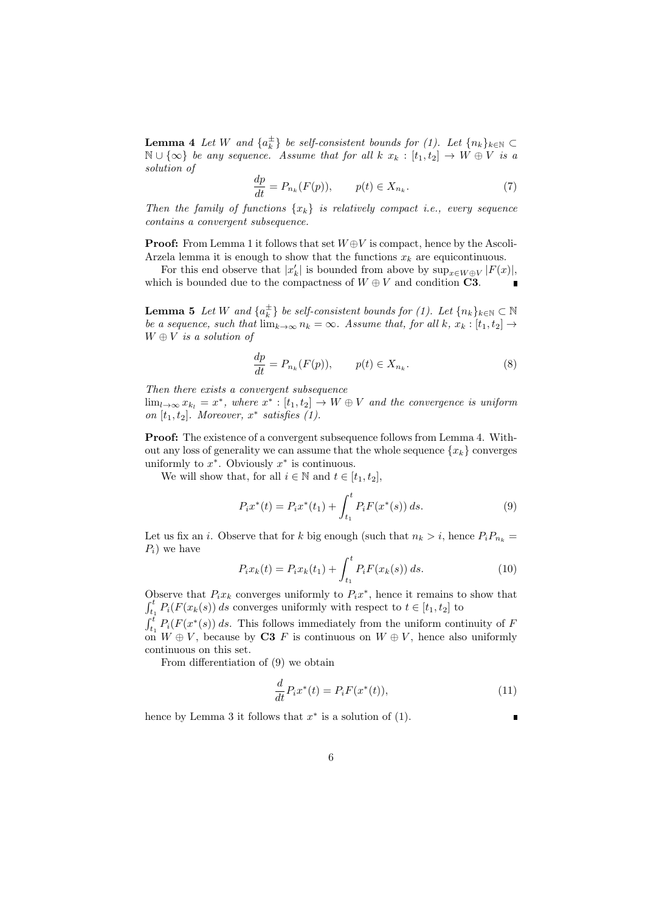**Lemma 4** *Let $W$ and $\{a_k^\pm\}$ be self-consistent bounds for (1). Let $\{n_k\}_{k\in\mathbb{N}} \subset \mathbb{N} \cup \{\infty\}$ be any sequence. Assume that for all $k$ $x_k : [t_1, t_2] \to W \oplus V$ is a solution of*

$$\frac{dp}{dt} = P_{n_k}(F(p)), \qquad p(t) \in X_{n_k}. \tag{7}$$

*Then the family of functions $\{x_k\}$ is relatively compact i.e., every sequence contains a convergent subsequence.*

**Proof:** From Lemma 1 it follows that set $W \oplus V$ is compact, hence by the Ascoli-Arzela lemma it is enough to show that the functions $x_k$ are equicontinuous.

For this end observe that $|x_k'|$ is bounded from above by $\sup_{x\in W\oplus V} |F(x)|$, which is bounded due to the compactness of $W \oplus V$ and condition **C3**. ∎

**Lemma 5** *Let $W$ and $\{a_k^\pm\}$ be self-consistent bounds for (1). Let $\{n_k\}_{k\in\mathbb{N}} \subset \mathbb{N}$ be a sequence, such that $\lim_{k\to\infty} n_k = \infty$. Assume that, for all $k$, $x_k : [t_1, t_2] \to W \oplus V$ is a solution of*

$$\frac{dp}{dt} = P_{n_k}(F(p)), \qquad p(t) \in X_{n_k}. \tag{8}$$

*Then there exists a convergent subsequence $\lim_{l\to\infty} x_{k_l} = x^*$, where $x^* : [t_1, t_2] \to W \oplus V$ and the convergence is uniform on $[t_1, t_2]$. Moreover, $x^*$ satisfies (1).*

**Proof:** The existence of a convergent subsequence follows from Lemma 4. Without any loss of generality we can assume that the whole sequence $\{x_k\}$ converges uniformly to $x^*$. Obviously $x^*$ is continuous.

We will show that, for all $i \in \mathbb{N}$ and $t \in [t_1, t_2]$,

$$P_i x^*(t) = P_i x^*(t_1) + \int_{t_1}^{t} P_i F(x^*(s))\, ds. \tag{9}$$

Let us fix an $i$. Observe that for $k$ big enough (such that $n_k > i$, hence $P_i P_{n_k} = P_i$) we have

$$P_i x_k(t) = P_i x_k(t_1) + \int_{t_1}^{t} P_i F(x_k(s))\, ds. \tag{10}$$

Observe that $P_i x_k$ converges uniformly to $P_i x^*$, hence it remains to show that $\int_{t_1}^{t} P_i(F(x_k(s))\, ds$ converges uniformly with respect to $t \in [t_1, t_2]$ to $\int_{t_1}^{t} P_i(F(x^*(s))\, ds$. This follows immediately from the uniform continuity of $F$ on $W \oplus V$, because by **C3** $F$ is continuous on $W \oplus V$, hence also uniformly continuous on this set.

From differentiation of (9) we obtain

$$\frac{d}{dt} P_i x^*(t) = P_i F(x^*(t)), \tag{11}$$

hence by Lemma 3 it follows that $x^*$ is a solution of (1). ∎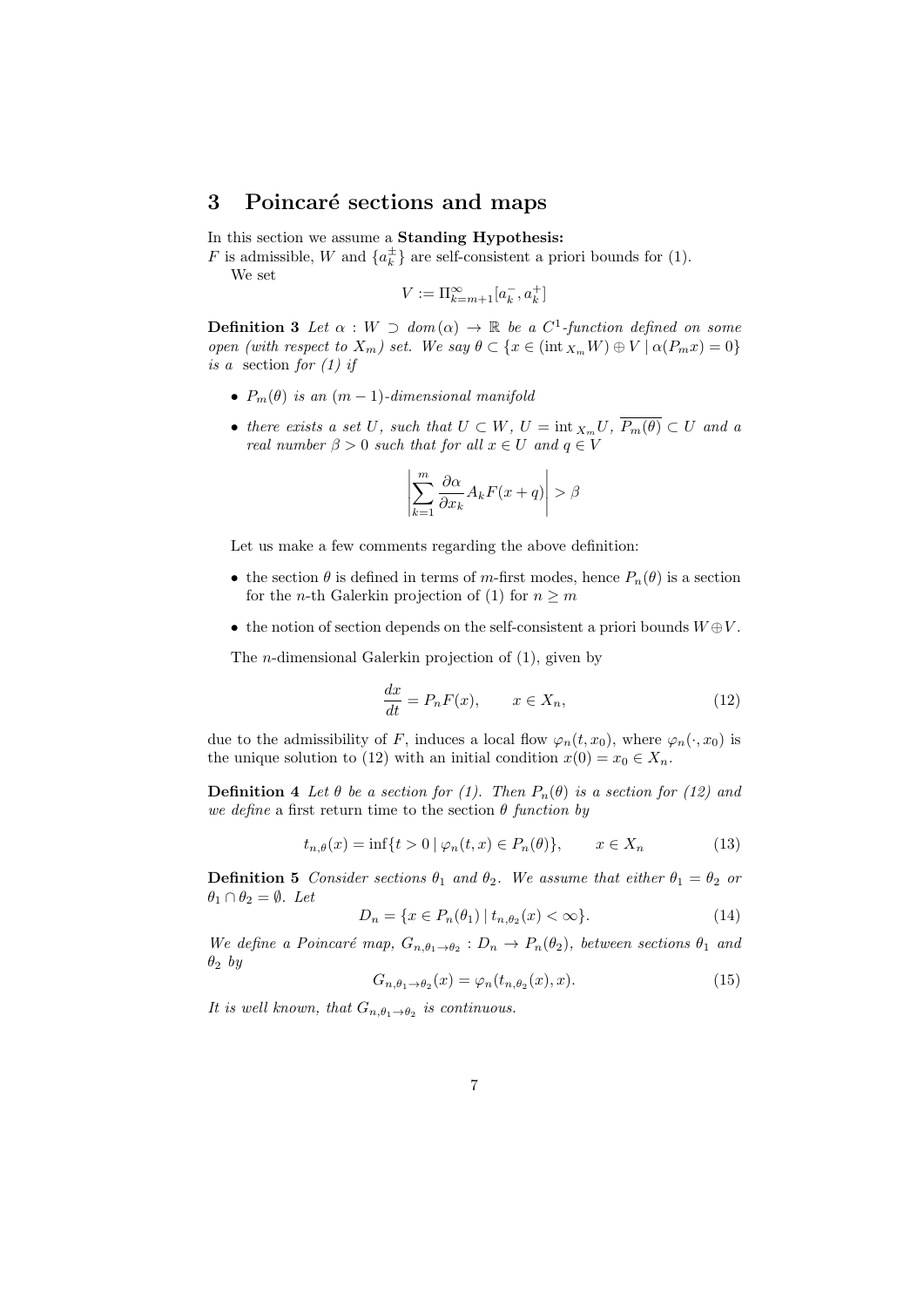## 3 Poincaré sections and maps

In this section we assume a **Standing Hypothesis:**
$F$ is admissible, $W$ and $\{a_k^{\pm}\}$ are self-consistent a priori bounds for (1).

We set

$$V := \Pi_{k=m+1}^{\infty}[a_k^-, a_k^+]$$

**Definition 3** *Let $\alpha : W \supset dom(\alpha) \to \mathbb{R}$ be a $C^1$-function defined on some open (with respect to $X_m$) set. We say $\theta \subset \{x \in (\mathrm{int}_{X_m} W) \oplus V \mid \alpha(P_m x) = 0\}$ is a* section *for (1) if*

- *$P_m(\theta)$ is an $(m-1)$-dimensional manifold*
- *there exists a set $U$, such that $U \subset W$, $U = \mathrm{int}_{X_m} U$, $\overline{P_m(\theta)} \subset U$ and a real number $\beta > 0$ such that for all $x \in U$ and $q \in V$*

$$\left| \sum_{k=1}^{m} \frac{\partial \alpha}{\partial x_k} A_k F(x+q) \right| > \beta$$

Let us make a few comments regarding the above definition:

- the section $\theta$ is defined in terms of $m$-first modes, hence $P_n(\theta)$ is a section for the $n$-th Galerkin projection of (1) for $n \geq m$
- the notion of section depends on the self-consistent a priori bounds $W \oplus V$.

The $n$-dimensional Galerkin projection of (1), given by

$$\frac{dx}{dt} = P_n F(x), \qquad x \in X_n, \tag{12}$$

due to the admissibility of $F$, induces a local flow $\varphi_n(t, x_0)$, where $\varphi_n(\cdot, x_0)$ is the unique solution to (12) with an initial condition $x(0) = x_0 \in X_n$.

**Definition 4** *Let $\theta$ be a section for (1). Then $P_n(\theta)$ is a section for (12) and we define* a first return time to the section $\theta$ *function by*

$$t_{n,\theta}(x) = \inf\{t > 0 \mid \varphi_n(t, x) \in P_n(\theta)\}, \qquad x \in X_n \tag{13}$$

**Definition 5** *Consider sections $\theta_1$ and $\theta_2$. We assume that either $\theta_1 = \theta_2$ or $\theta_1 \cap \theta_2 = \emptyset$. Let*

$$D_n = \{x \in P_n(\theta_1) \mid t_{n,\theta_2}(x) < \infty\}. \tag{14}$$

*We define a Poincaré map, $G_{n,\theta_1 \to \theta_2} : D_n \to P_n(\theta_2)$, between sections $\theta_1$ and $\theta_2$ by*

$$G_{n,\theta_1 \to \theta_2}(x) = \varphi_n(t_{n,\theta_2}(x), x). \tag{15}$$

*It is well known, that $G_{n,\theta_1 \to \theta_2}$ is continuous.*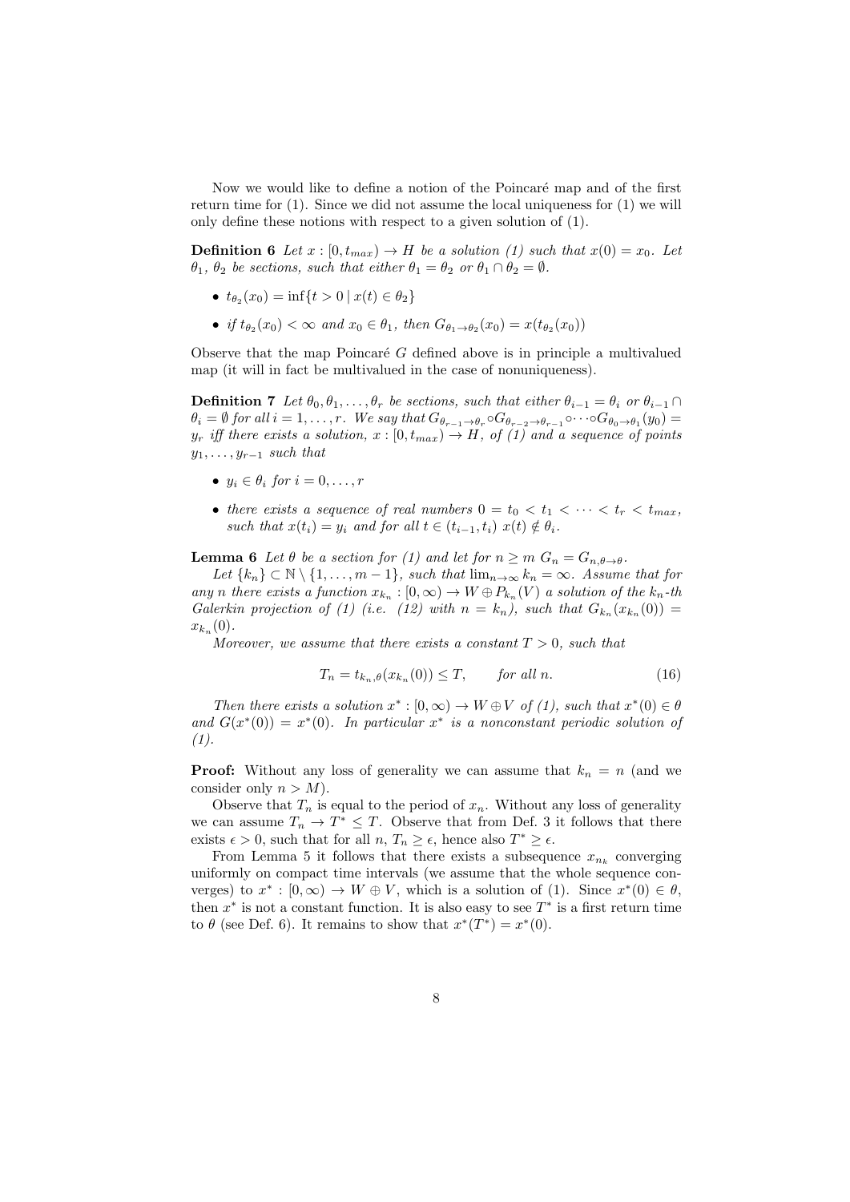Now we would like to define a notion of the Poincaré map and of the first return time for (1). Since we did not assume the local uniqueness for (1) we will only define these notions with respect to a given solution of (1).

**Definition 6** *Let $x : [0, t_{max}) \to H$ be a solution (1) such that $x(0) = x_0$. Let $\theta_1$, $\theta_2$ be sections, such that either $\theta_1 = \theta_2$ or $\theta_1 \cap \theta_2 = \emptyset$.*

- $t_{\theta_2}(x_0) = \inf\{t > 0 \mid x(t) \in \theta_2\}$
- *if $t_{\theta_2}(x_0) < \infty$ and $x_0 \in \theta_1$, then $G_{\theta_1 \to \theta_2}(x_0) = x(t_{\theta_2}(x_0))$*

Observe that the map Poincaré $G$ defined above is in principle a multivalued map (it will in fact be multivalued in the case of nonuniqueness).

**Definition 7** *Let $\theta_0, \theta_1, \ldots, \theta_r$ be sections, such that either $\theta_{i-1} = \theta_i$ or $\theta_{i-1} \cap \theta_i = \emptyset$ for all $i = 1, \ldots, r$. We say that $G_{\theta_{r-1} \to \theta_r} \circ G_{\theta_{r-2} \to \theta_{r-1}} \circ \cdots \circ G_{\theta_0 \to \theta_1}(y_0) = y_r$ iff there exists a solution, $x : [0, t_{max}) \to H$, of (1) and a sequence of points $y_1, \ldots, y_{r-1}$ such that*

- *$y_i \in \theta_i$ for $i = 0, \ldots, r$*
- *there exists a sequence of real numbers $0 = t_0 < t_1 < \cdots < t_r < t_{max}$, such that $x(t_i) = y_i$ and for all $t \in (t_{i-1}, t_i)$ $x(t) \notin \theta_i$.*

**Lemma 6** *Let $\theta$ be a section for (1) and let for $n \geq m$ $G_n = G_{n,\theta \to \theta}$.*

*Let $\{k_n\} \subset \mathbb{N} \setminus \{1, \ldots, m-1\}$, such that $\lim_{n \to \infty} k_n = \infty$. Assume that for any $n$ there exists a function $x_{k_n} : [0, \infty) \to W \oplus P_{k_n}(V)$ a solution of the $k_n$-th Galerkin projection of (1) (i.e. (12) with $n = k_n$), such that $G_{k_n}(x_{k_n}(0)) = x_{k_n}(0)$.*

*Moreover, we assume that there exists a constant $T > 0$, such that*

$$T_n = t_{k_n,\theta}(x_{k_n}(0)) \leq T, \qquad \text{for all } n. \tag{16}$$

*Then there exists a solution $x^* : [0, \infty) \to W \oplus V$ of (1), such that $x^*(0) \in \theta$ and $G(x^*(0)) = x^*(0)$. In particular $x^*$ is a nonconstant periodic solution of (1).*

**Proof:** Without any loss of generality we can assume that $k_n = n$ (and we consider only $n > M$).

Observe that $T_n$ is equal to the period of $x_n$. Without any loss of generality we can assume $T_n \to T^* \leq T$. Observe that from Def. 3 it follows that there exists $\epsilon > 0$, such that for all $n$, $T_n \geq \epsilon$, hence also $T^* \geq \epsilon$.

From Lemma 5 it follows that there exists a subsequence $x_{n_k}$ converging uniformly on compact time intervals (we assume that the whole sequence converges) to $x^* : [0, \infty) \to W \oplus V$, which is a solution of (1). Since $x^*(0) \in \theta$, then $x^*$ is not a constant function. It is also easy to see $T^*$ is a first return time to $\theta$ (see Def. 6). It remains to show that $x^*(T^*) = x^*(0)$.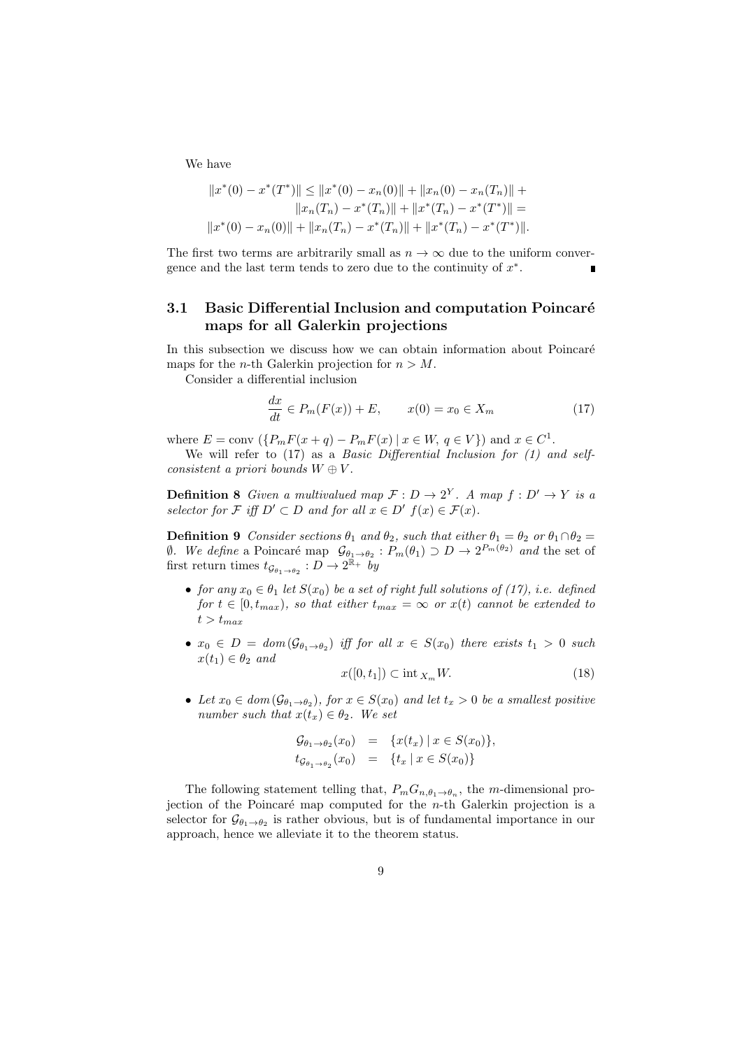We have

$$\|x^*(0) - x^*(T^*)\| \leq \|x^*(0) - x_n(0)\| + \|x_n(0) - x_n(T_n)\| + \|x_n(T_n) - x^*(T_n)\| + \|x^*(T_n) - x^*(T^*)\| = \|x^*(0) - x_n(0)\| + \|x_n(T_n) - x^*(T_n)\| + \|x^*(T_n) - x^*(T^*)\|.$$

The first two terms are arbitrarily small as $n \to \infty$ due to the uniform convergence and the last term tends to zero due to the continuity of $x^*$. ∎

## 3.1 Basic Differential Inclusion and computation Poincaré maps for all Galerkin projections

In this subsection we discuss how we can obtain information about Poincaré maps for the $n$-th Galerkin projection for $n > M$.

Consider a differential inclusion

$$\frac{dx}{dt} \in P_m(F(x)) + E, \qquad x(0) = x_0 \in X_m \tag{17}$$

where $E = \text{conv}\left(\{P_m F(x+q) - P_m F(x) \mid x \in W,\ q \in V\}\right)$ and $x \in C^1$.

We will refer to (17) as a *Basic Differential Inclusion for (1) and self-consistent a priori bounds $W \oplus V$.*

**Definition 8** *Given a multivalued map $\mathcal{F} : D \to 2^Y$. A map $f : D' \to Y$ is a selector for $\mathcal{F}$ iff $D' \subset D$ and for all $x \in D'$ $f(x) \in \mathcal{F}(x)$.*

**Definition 9** *Consider sections $\theta_1$ and $\theta_2$, such that either $\theta_1 = \theta_2$ or $\theta_1 \cap \theta_2 = \emptyset$. We define* a Poincaré map $\mathcal{G}_{\theta_1 \to \theta_2} : P_m(\theta_1) \supset D \to 2^{P_m(\theta_2)}$ *and* the set of first return times $t_{\mathcal{G}_{\theta_1 \to \theta_2}} : D \to 2^{\mathbb{R}_+}$ *by*

- *for any $x_0 \in \theta_1$ let $S(x_0)$ be a set of right full solutions of (17), i.e. defined for $t \in [0, t_{max})$, so that either $t_{max} = \infty$ or $x(t)$ cannot be extended to $t > t_{max}$*
- *$x_0 \in D = dom(\mathcal{G}_{\theta_1 \to \theta_2})$ iff for all $x \in S(x_0)$ there exists $t_1 > 0$ such $x(t_1) \in \theta_2$ and*

$$x([0, t_1]) \subset \text{int}_{X_m} W. \tag{18}$$

- *Let $x_0 \in dom(\mathcal{G}_{\theta_1 \to \theta_2})$, for $x \in S(x_0)$ and let $t_x > 0$ be a smallest positive number such that $x(t_x) \in \theta_2$. We set*

$$\begin{aligned} \mathcal{G}_{\theta_1 \to \theta_2}(x_0) &= \{x(t_x) \mid x \in S(x_0)\}, \\ t_{\mathcal{G}_{\theta_1 \to \theta_2}}(x_0) &= \{t_x \mid x \in S(x_0)\} \end{aligned}$$

The following statement telling that, $P_m G_{n,\theta_1 \to \theta_n}$, the $m$-dimensional projection of the Poincaré map computed for the $n$-th Galerkin projection is a selector for $\mathcal{G}_{\theta_1 \to \theta_2}$ is rather obvious, but is of fundamental importance in our approach, hence we alleviate it to the theorem status.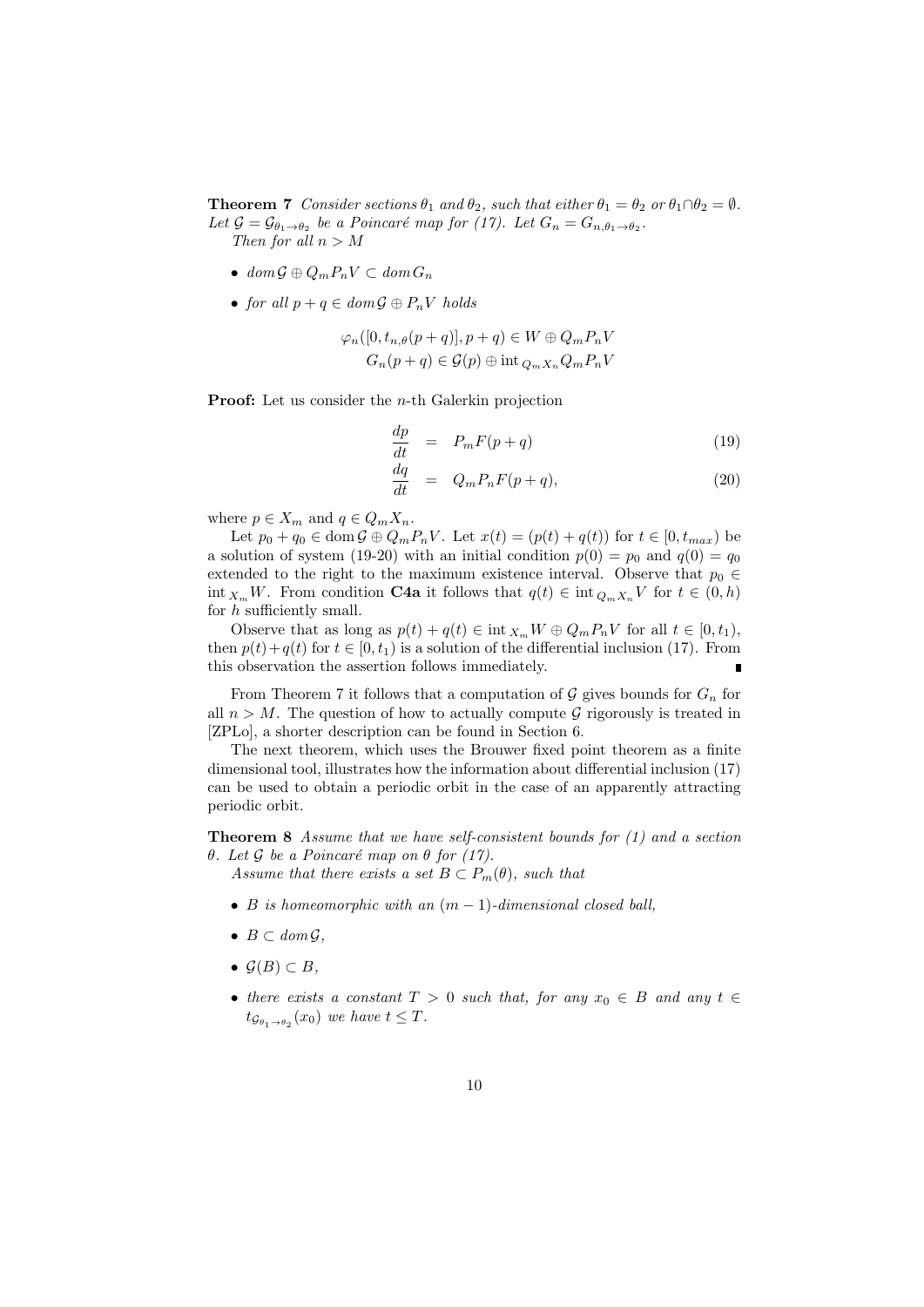**Theorem 7** *Consider sections $\theta_1$ and $\theta_2$, such that either $\theta_1 = \theta_2$ or $\theta_1 \cap \theta_2 = \emptyset$. Let $\mathcal{G} = \mathcal{G}_{\theta_1 \to \theta_2}$ be a Poincaré map for (17). Let $G_n = G_{n,\theta_1 \to \theta_2}$.*

*Then for all $n > M$*

- *$dom\,\mathcal{G} \oplus Q_m P_n V \subset dom\, G_n$*
- *for all $p + q \in dom\,\mathcal{G} \oplus P_n V$ holds*

$$
\begin{aligned}
\varphi_n([0, t_{n,\theta}(p+q)], p+q) &\in W \oplus Q_m P_n V \\
G_n(p+q) &\in \mathcal{G}(p) \oplus \operatorname{int}_{Q_m X_n} Q_m P_n V
\end{aligned}
$$

**Proof:** Let us consider the $n$-th Galerkin projection

$$
\frac{dp}{dt} = P_m F(p+q) \tag{19}
$$

$$
\frac{dq}{dt} = Q_m P_n F(p+q), \tag{20}
$$

where $p \in X_m$ and $q \in Q_m X_n$.

Let $p_0 + q_0 \in \operatorname{dom} \mathcal{G} \oplus Q_m P_n V$. Let $x(t) = (p(t) + q(t))$ for $t \in [0, t_{max})$ be a solution of system (19-20) with an initial condition $p(0) = p_0$ and $q(0) = q_0$ extended to the right to the maximum existence interval. Observe that $p_0 \in \operatorname{int}_{X_m} W$. From condition **C4a** it follows that $q(t) \in \operatorname{int}_{Q_m X_n} V$ for $t \in (0, h)$ for $h$ sufficiently small.

Observe that as long as $p(t) + q(t) \in \operatorname{int}_{X_m} W \oplus Q_m P_n V$ for all $t \in [0, t_1)$, then $p(t) + q(t)$ for $t \in [0, t_1)$ is a solution of the differential inclusion (17). From this observation the assertion follows immediately. ∎

From Theorem 7 it follows that a computation of $\mathcal{G}$ gives bounds for $G_n$ for all $n > M$. The question of how to actually compute $\mathcal{G}$ rigorously is treated in [ZPLo], a shorter description can be found in Section 6.

The next theorem, which uses the Brouwer fixed point theorem as a finite dimensional tool, illustrates how the information about differential inclusion (17) can be used to obtain a periodic orbit in the case of an apparently attracting periodic orbit.

**Theorem 8** *Assume that we have self-consistent bounds for (1) and a section $\theta$. Let $\mathcal{G}$ be a Poincaré map on $\theta$ for (17).*

*Assume that there exists a set $B \subset P_m(\theta)$, such that*

- *$B$ is homeomorphic with an $(m-1)$-dimensional closed ball,*
- *$B \subset dom\,\mathcal{G}$,*
- *$\mathcal{G}(B) \subset B$,*
- *there exists a constant $T > 0$ such that, for any $x_0 \in B$ and any $t \in t_{\mathcal{G}_{\theta_1 \to \theta_2}}(x_0)$ we have $t \leq T$.*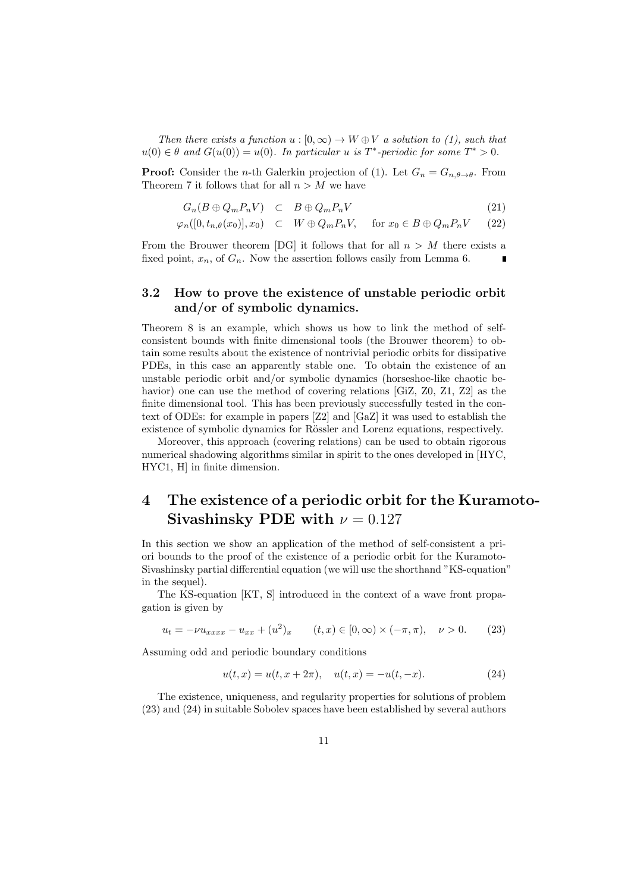*Then there exists a function $u : [0, \infty) \to W \oplus V$ a solution to (1), such that $u(0) \in \theta$ and $G(u(0)) = u(0)$. In particular $u$ is $T^*$-periodic for some $T^* > 0$.*

**Proof:** Consider the $n$-th Galerkin projection of (1). Let $G_n = G_{n,\theta\to\theta}$. From Theorem 7 it follows that for all $n > M$ we have

$$G_n(B \oplus Q_m P_n V) \quad \subset \quad B \oplus Q_m P_n V \tag{21}$$

$$\varphi_n([0, t_{n,\theta}(x_0)], x_0) \quad \subset \quad W \oplus Q_m P_n V, \qquad \text{for } x_0 \in B \oplus Q_m P_n V \tag{22}$$

From the Brouwer theorem [DG] it follows that for all $n > M$ there exists a fixed point, $x_n$, of $G_n$. Now the assertion follows easily from Lemma 6. ∎

### 3.2 How to prove the existence of unstable periodic orbit and/or of symbolic dynamics.

Theorem 8 is an example, which shows us how to link the method of self-consistent bounds with finite dimensional tools (the Brouwer theorem) to obtain some results about the existence of nontrivial periodic orbits for dissipative PDEs, in this case an apparently stable one. To obtain the existence of an unstable periodic orbit and/or symbolic dynamics (horseshoe-like chaotic behavior) one can use the method of covering relations [GiZ, Z0, Z1, Z2] as the finite dimensional tool. This has been previously successfully tested in the context of ODEs: for example in papers [Z2] and [GaZ] it was used to establish the existence of symbolic dynamics for Rössler and Lorenz equations, respectively.

Moreover, this approach (covering relations) can be used to obtain rigorous numerical shadowing algorithms similar in spirit to the ones developed in [HYC, HYC1, H] in finite dimension.

## 4 The existence of a periodic orbit for the Kuramoto-Sivashinsky PDE with $\nu = 0.127$

In this section we show an application of the method of self-consistent a priori bounds to the proof of the existence of a periodic orbit for the Kuramoto-Sivashinsky partial differential equation (we will use the shorthand "KS-equation" in the sequel).

The KS-equation [KT, S] introduced in the context of a wave front propagation is given by

$$u_t = -\nu u_{xxxx} - u_{xx} + (u^2)_x \qquad (t, x) \in [0, \infty) \times (-\pi, \pi), \quad \nu > 0. \tag{23}$$

Assuming odd and periodic boundary conditions

$$u(t, x) = u(t, x + 2\pi), \quad u(t, x) = -u(t, -x). \tag{24}$$

The existence, uniqueness, and regularity properties for solutions of problem (23) and (24) in suitable Sobolev spaces have been established by several authors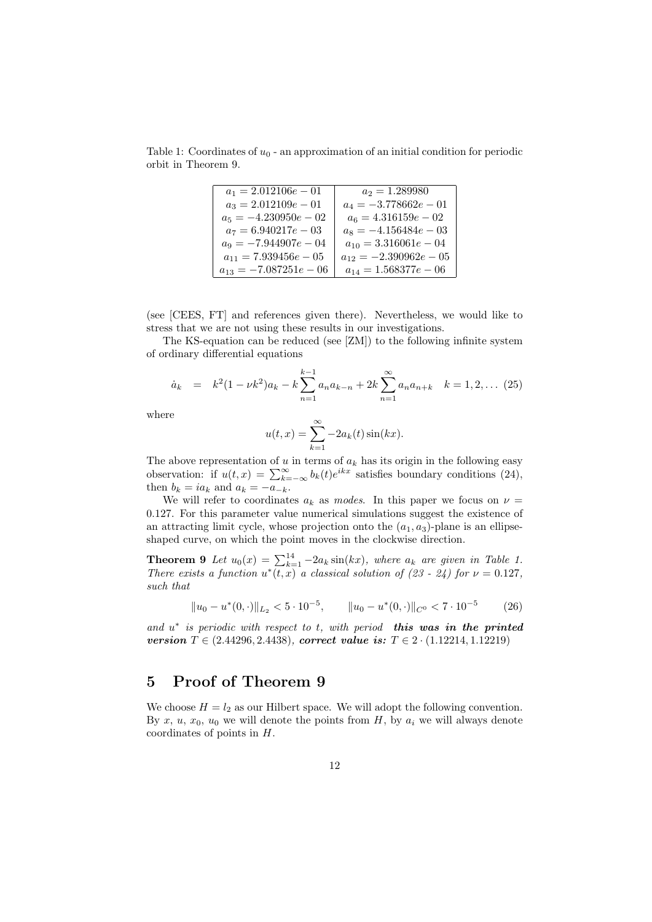Table 1: Coordinates of $u_0$ - an approximation of an initial condition for periodic orbit in Theorem 9.

| | |
|---|---|
| $a_1 = 2.012106e-01$ | $a_2 = 1.289980$ |
| $a_3 = 2.012109e-01$ | $a_4 = -3.778662e-01$ |
| $a_5 = -4.230950e-02$ | $a_6 = 4.316159e-02$ |
| $a_7 = 6.940217e-03$ | $a_8 = -4.156484e-03$ |
| $a_9 = -7.944907e-04$ | $a_{10} = 3.316061e-04$ |
| $a_{11} = 7.939456e-05$ | $a_{12} = -2.390962e-05$ |
| $a_{13} = -7.087251e-06$ | $a_{14} = 1.568377e-06$ |

(see [CEES, FT] and references given there). Nevertheless, we would like to stress that we are not using these results in our investigations.

The KS-equation can be reduced (see [ZM]) to the following infinite system of ordinary differential equations

$$\dot{a}_k = k^2(1-\nu k^2)a_k - k\sum_{n=1}^{k-1} a_n a_{k-n} + 2k\sum_{n=1}^{\infty} a_n a_{n+k} \quad k=1,2,\ldots \tag{25}$$

where

$$u(t,x) = \sum_{k=1}^{\infty} -2a_k(t)\sin(kx).$$

The above representation of $u$ in terms of $a_k$ has its origin in the following easy observation: if $u(t,x) = \sum_{k=-\infty}^{\infty} b_k(t)e^{ikx}$ satisfies boundary conditions (24), then $b_k = ia_k$ and $a_k = -a_{-k}$.

We will refer to coordinates $a_k$ as *modes*. In this paper we focus on $\nu = 0.127$. For this parameter value numerical simulations suggest the existence of an attracting limit cycle, whose projection onto the $(a_1, a_3)$-plane is an ellipse-shaped curve, on which the point moves in the clockwise direction.

**Theorem 9** *Let $u_0(x) = \sum_{k=1}^{14} -2a_k \sin(kx)$, where $a_k$ are given in Table 1. There exists a function $u^*(t,x)$ a classical solution of (23 - 24) for $\nu = 0.127$, such that*

$$\|u_0 - u^*(0,\cdot)\|_{L_2} < 5\cdot 10^{-5}, \qquad \|u_0 - u^*(0,\cdot)\|_{C^0} < 7\cdot 10^{-5} \tag{26}$$

*and $u^*$ is periodic with respect to $t$, with period* ***this was in the printed version*** $T \in (2.44296, 2.4438)$, ***correct value is:*** $T \in 2\cdot(1.12214, 1.12219)$

## 5 Proof of Theorem 9

We choose $H = l_2$ as our Hilbert space. We will adopt the following convention. By $x$, $u$, $x_0$, $u_0$ we will denote the points from $H$, by $a_i$ we will always denote coordinates of points in $H$.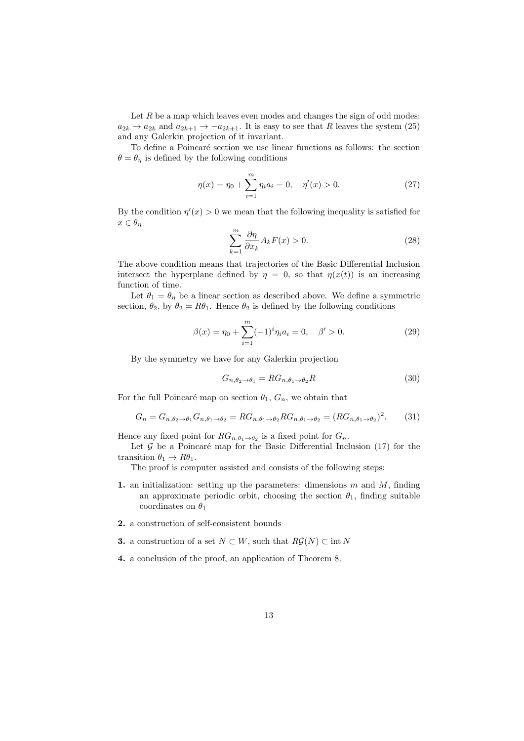Let $R$ be a map which leaves even modes and changes the sign of odd modes: $a_{2k} \to a_{2k}$ and $a_{2k+1} \to -a_{2k+1}$. It is easy to see that $R$ leaves the system (25) and any Galerkin projection of it invariant.

To define a Poincaré section we use linear functions as follows: the section $\theta = \theta_\eta$ is defined by the following conditions

$$\eta(x) = \eta_0 + \sum_{i=1}^{m} \eta_i a_i = 0, \quad \eta'(x) > 0. \tag{27}$$

By the condition $\eta'(x) > 0$ we mean that the following inequality is satisfied for $x \in \theta_\eta$

$$\sum_{k=1}^{m} \frac{\partial \eta}{\partial x_k} A_k F(x) > 0. \tag{28}$$

The above condition means that trajectories of the Basic Differential Inclusion intersect the hyperplane defined by $\eta = 0$, so that $\eta(x(t))$ is an increasing function of time.

Let $\theta_1 = \theta_\eta$ be a linear section as described above. We define a symmetric section, $\theta_2$, by $\theta_2 = R\theta_1$. Hence $\theta_2$ is defined by the following conditions

$$\beta(x) = \eta_0 + \sum_{i=1}^{m} (-1)^i \eta_i a_i = 0, \quad \beta' > 0. \tag{29}$$

By the symmetry we have for any Galerkin projection

$$G_{n,\theta_2 \to \theta_1} = R G_{n,\theta_1 \to \theta_2} R \tag{30}$$

For the full Poincaré map on section $\theta_1$, $G_n$, we obtain that

$$G_n = G_{n,\theta_2 \to \theta_1} G_{n,\theta_1 \to \theta_2} = R G_{n,\theta_1 \to \theta_2} R G_{n,\theta_1 \to \theta_2} = (R G_{n,\theta_1 \to \theta_2})^2. \tag{31}$$

Hence any fixed point for $R G_{n,\theta_1 \to \theta_2}$ is a fixed point for $G_n$.

Let $\mathcal{G}$ be a Poincaré map for the Basic Differential Inclusion (17) for the transition $\theta_1 \to R\theta_1$.

The proof is computer assisted and consists of the following steps:

**1.** an initialization: setting up the parameters: dimensions $m$ and $M$, finding an approximate periodic orbit, choosing the section $\theta_1$, finding suitable coordinates on $\theta_1$

**2.** a construction of self-consistent bounds

**3.** a construction of a set $N \subset W$, such that $R\mathcal{G}(N) \subset \operatorname{int} N$

**4.** a conclusion of the proof, an application of Theorem 8.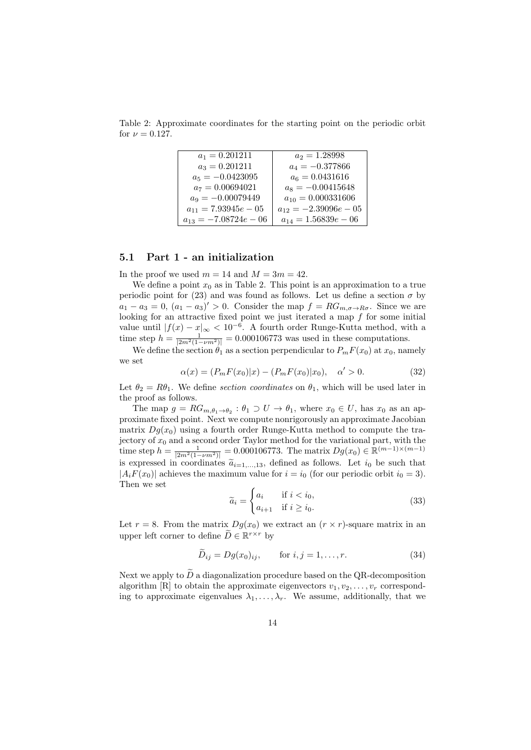Table 2: Approximate coordinates for the starting point on the periodic orbit for $\nu = 0.127$.

| | |
|---|---|
| $a_1 = 0.201211$ | $a_2 = 1.28998$ |
| $a_3 = 0.201211$ | $a_4 = -0.377866$ |
| $a_5 = -0.0423095$ | $a_6 = 0.0431616$ |
| $a_7 = 0.00694021$ | $a_8 = -0.00415648$ |
| $a_9 = -0.00079449$ | $a_{10} = 0.000331606$ |
| $a_{11} = 7.93945e-05$ | $a_{12} = -2.39096e-05$ |
| $a_{13} = -7.08724e-06$ | $a_{14} = 1.56839e-06$ |

### 5.1 Part 1 - an initialization

In the proof we used $m = 14$ and $M = 3m = 42$.

We define a point $x_0$ as in Table 2. This point is an approximation to a true periodic point for (23) and was found as follows. Let us define a section $\sigma$ by $a_1 - a_3 = 0$, $(a_1 - a_3)' > 0$. Consider the map $f = RG_{m,\sigma \to R\sigma}$. Since we are looking for an attractive fixed point we just iterated a map $f$ for some initial value until $|f(x) - x|_\infty < 10^{-6}$. A fourth order Runge-Kutta method, with a time step $h = \frac{1}{|2m^2(1-\nu m^2)|} = 0.000106773$ was used in these computations.

We define the section $\theta_1$ as a section perpendicular to $P_m F(x_0)$ at $x_0$, namely we set

$$\alpha(x) = (P_m F(x_0)|x) - (P_m F(x_0)|x_0), \quad \alpha' > 0. \tag{32}$$

Let $\theta_2 = R\theta_1$. We define *section coordinates* on $\theta_1$, which will be used later in the proof as follows.

The map $g = RG_{m,\theta_1 \to \theta_2} : \theta_1 \supset U \to \theta_1$, where $x_0 \in U$, has $x_0$ as an approximate fixed point. Next we compute nonrigorously an approximate Jacobian matrix $Dg(x_0)$ using a fourth order Runge-Kutta method to compute the trajectory of $x_0$ and a second order Taylor method for the variational part, with the time step $h = \frac{1}{|2m^2(1-\nu m^2)|} = 0.000106773$. The matrix $Dg(x_0) \in \mathbb{R}^{(m-1)\times(m-1)}$ is expressed in coordinates $\widetilde{a}_{i=1,\ldots,13}$, defined as follows. Let $i_0$ be such that $|A_i F(x_0)|$ achieves the maximum value for $i = i_0$ (for our periodic orbit $i_0 = 3$). Then we set

$$\widetilde{a}_i = \begin{cases} a_i & \text{if } i < i_0, \\ a_{i+1} & \text{if } i \geq i_0. \end{cases} \tag{33}$$

Let $r = 8$. From the matrix $Dg(x_0)$ we extract an $(r \times r)$-square matrix in an upper left corner to define $\widetilde{D} \in \mathbb{R}^{r \times r}$ by

$$\widetilde{D}_{ij} = Dg(x_0)_{ij}, \qquad \text{for } i, j = 1, \ldots, r. \tag{34}$$

Next we apply to $\widetilde{D}$ a diagonalization procedure based on the QR-decomposition algorithm [R] to obtain the approximate eigenvectors $v_1, v_2, \ldots, v_r$ corresponding to approximate eigenvalues $\lambda_1, \ldots, \lambda_r$. We assume, additionally, that we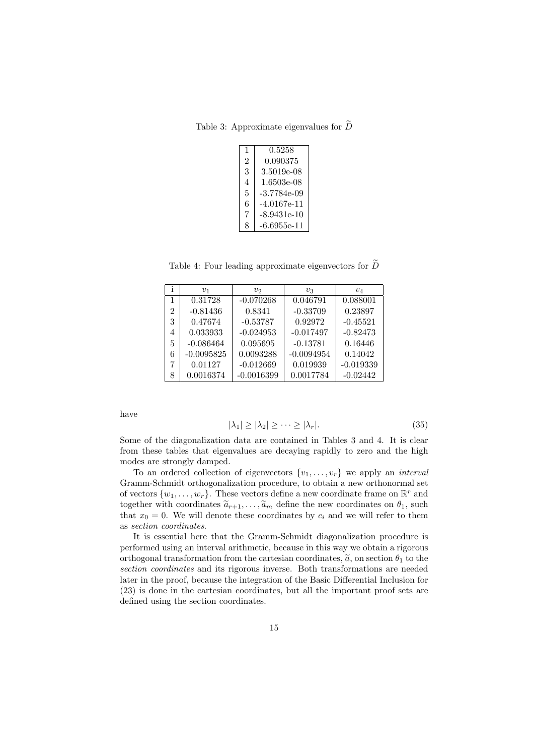Table 3: Approximate eigenvalues for $\widetilde{D}$

| | |
|---|---|
| 1 | 0.5258 |
| 2 | 0.090375 |
| 3 | 3.5019e-08 |
| 4 | 1.6503e-08 |
| 5 | -3.7784e-09 |
| 6 | -4.0167e-11 |
| 7 | -8.9431e-10 |
| 8 | -6.6955e-11 |

Table 4: Four leading approximate eigenvectors for $\widetilde{D}$

| i | $v_1$ | $v_2$ | $v_3$ | $v_4$ |
|---|---|---|---|---|
| 1 | 0.31728 | -0.070268 | 0.046791 | 0.088001 |
| 2 | -0.81436 | 0.8341 | -0.33709 | 0.23897 |
| 3 | 0.47674 | -0.53787 | 0.92972 | -0.45521 |
| 4 | 0.033933 | -0.024953 | -0.017497 | -0.82473 |
| 5 | -0.086464 | 0.095695 | -0.13781 | 0.16446 |
| 6 | -0.0095825 | 0.0093288 | -0.0094954 | 0.14042 |
| 7 | 0.01127 | -0.012669 | 0.019939 | -0.019339 |
| 8 | 0.0016374 | -0.0016399 | 0.0017784 | -0.02442 |

have

$$|\lambda_1| \geq |\lambda_2| \geq \cdots \geq |\lambda_r|. \tag{35}$$

Some of the diagonalization data are contained in Tables 3 and 4. It is clear from these tables that eigenvalues are decaying rapidly to zero and the high modes are strongly damped.

To an ordered collection of eigenvectors $\{v_1, \ldots, v_r\}$ we apply an *interval* Gramm-Schmidt orthogonalization procedure, to obtain a new orthonormal set of vectors $\{w_1, \ldots, w_r\}$. These vectors define a new coordinate frame on $\mathbb{R}^r$ and together with coordinates $\widetilde{a}_{r+1}, \ldots, \widetilde{a}_m$ define the new coordinates on $\theta_1$, such that $x_0 = 0$. We will denote these coordinates by $c_i$ and we will refer to them as *section coordinates*.

It is essential here that the Gramm-Schmidt diagonalization procedure is performed using an interval arithmetic, because in this way we obtain a rigorous orthogonal transformation from the cartesian coordinates, $\widetilde{a}$, on section $\theta_1$ to the *section coordinates* and its rigorous inverse. Both transformations are needed later in the proof, because the integration of the Basic Differential Inclusion for (23) is done in the cartesian coordinates, but all the important proof sets are defined using the section coordinates.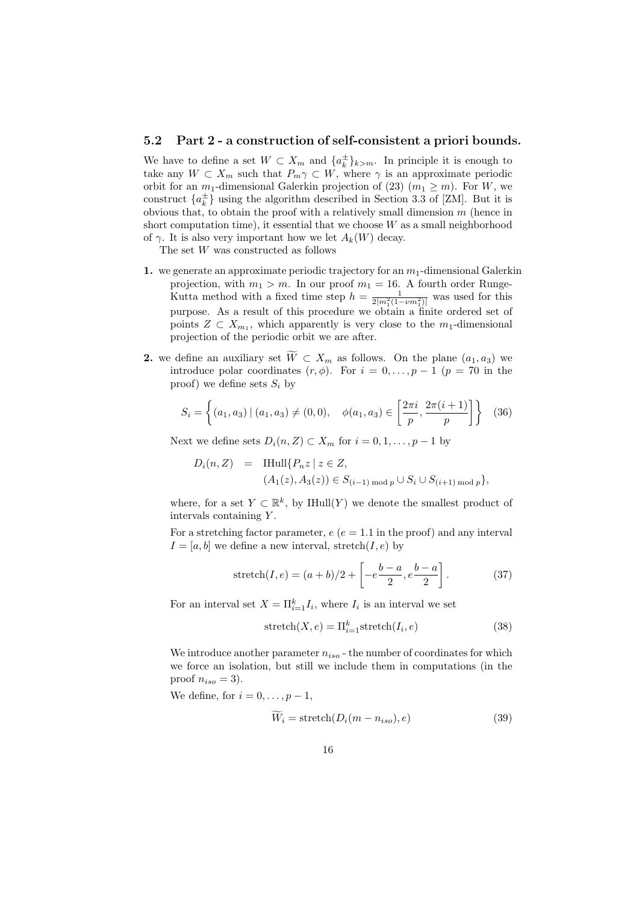### 5.2 Part 2 - a construction of self-consistent a priori bounds.

We have to define a set $W \subset X_m$ and $\{a_k^\pm\}_{k>m}$. In principle it is enough to take any $W \subset X_m$ such that $P_m\gamma \subset W$, where $\gamma$ is an approximate periodic orbit for an $m_1$-dimensional Galerkin projection of (23) ($m_1 \geq m$). For $W$, we construct $\{a_k^\pm\}$ using the algorithm described in Section 3.3 of [ZM]. But it is obvious that, to obtain the proof with a relatively small dimension $m$ (hence in short computation time), it essential that we choose $W$ as a small neighborhood of $\gamma$. It is also very important how we let $A_k(W)$ decay.

The set $W$ was constructed as follows

**1.** we generate an approximate periodic trajectory for an $m_1$-dimensional Galerkin projection, with $m_1 > m$. In our proof $m_1 = 16$. A fourth order Runge-Kutta method with a fixed time step $h = \frac{1}{2|m_1^2(1-\nu m_1^2)|}$ was used for this purpose. As a result of this procedure we obtain a finite ordered set of points $Z \subset X_{m_1}$, which apparently is very close to the $m_1$-dimensional projection of the periodic orbit we are after.

**2.** we define an auxiliary set $\widetilde{W} \subset X_m$ as follows. On the plane $(a_1, a_3)$ we introduce polar coordinates $(r, \phi)$. For $i = 0, \ldots, p-1$ ($p = 70$ in the proof) we define sets $S_i$ by

$$S_i = \left\{ (a_1, a_3) \mid (a_1, a_3) \neq (0,0), \quad \phi(a_1, a_3) \in \left[\frac{2\pi i}{p}, \frac{2\pi(i+1)}{p}\right] \right\} \quad (36)$$

Next we define sets $D_i(n, Z) \subset X_m$ for $i = 0, 1, \ldots, p-1$ by

$$\begin{aligned} D_i(n, Z) \quad &= \quad \text{IHull}\{P_n z \mid z \in Z, \\ &\qquad (A_1(z), A_3(z)) \in S_{(i-1) \bmod p} \cup S_i \cup S_{(i+1) \bmod p}\}, \end{aligned}$$

where, for a set $Y \subset \mathbb{R}^k$, by $\text{IHull}(Y)$ we denote the smallest product of intervals containing $Y$.

For a stretching factor parameter, $e$ ($e = 1.1$ in the proof) and any interval $I = [a, b]$ we define a new interval, $\text{stretch}(I, e)$ by

$$\text{stretch}(I, e) = (a+b)/2 + \left[-e\frac{b-a}{2}, e\frac{b-a}{2}\right]. \quad (37)$$

For an interval set $X = \Pi_{i=1}^k I_i$, where $I_i$ is an interval we set

$$\text{stretch}(X, e) = \Pi_{i=1}^k \text{stretch}(I_i, e) \quad (38)$$

We introduce another parameter $n_{iso}$ - the number of coordinates for which we force an isolation, but still we include them in computations (in the proof $n_{iso} = 3$).

We define, for $i = 0, \ldots, p-1$,

$$\widetilde{W}_i = \text{stretch}(D_i(m - n_{iso}), e) \quad (39)$$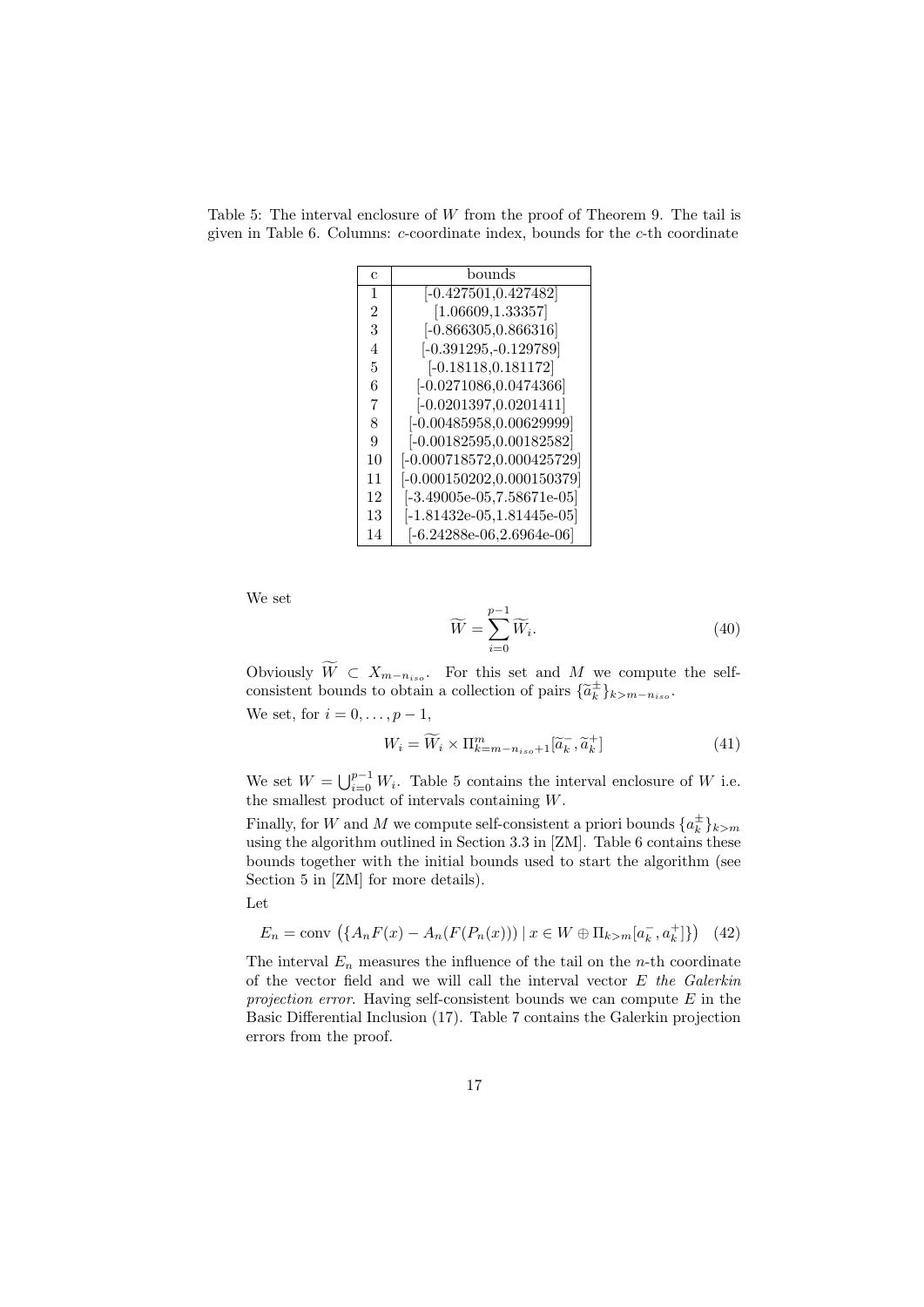Table 5: The interval enclosure of $W$ from the proof of Theorem 9. The tail is given in Table 6. Columns: $c$-coordinate index, bounds for the $c$-th coordinate

| c | bounds |
|---|---|
| 1 | [-0.427501,0.427482] |
| 2 | [1.06609,1.33357] |
| 3 | [-0.866305,0.866316] |
| 4 | [-0.391295,-0.129789] |
| 5 | [-0.18118,0.181172] |
| 6 | [-0.0271086,0.0474366] |
| 7 | [-0.0201397,0.0201411] |
| 8 | [-0.00485958,0.00629999] |
| 9 | [-0.00182595,0.00182582] |
| 10 | [-0.000718572,0.000425729] |
| 11 | [-0.000150202,0.000150379] |
| 12 | [-3.49005e-05,7.58671e-05] |
| 13 | [-1.81432e-05,1.81445e-05] |
| 14 | [-6.24288e-06,2.6964e-06] |

We set

$$\widetilde{W} = \sum_{i=0}^{p-1} \widetilde{W}_i. \tag{40}$$

Obviously $\widetilde{W} \subset X_{m-n_{iso}}$. For this set and $M$ we compute the self-consistent bounds to obtain a collection of pairs $\{\widetilde{a}_k^{\pm}\}_{k>m-n_{iso}}$.

We set, for $i = 0, \ldots, p-1$,

$$W_i = \widetilde{W}_i \times \Pi_{k=m-n_{iso}+1}^{m} [\widetilde{a}_k^-, \widetilde{a}_k^+] \tag{41}$$

We set $W = \bigcup_{i=0}^{p-1} W_i$. Table 5 contains the interval enclosure of $W$ i.e. the smallest product of intervals containing $W$.

Finally, for $W$ and $M$ we compute self-consistent a priori bounds $\{a_k^{\pm}\}_{k>m}$ using the algorithm outlined in Section 3.3 in [ZM]. Table 6 contains these bounds together with the initial bounds used to start the algorithm (see Section 5 in [ZM] for more details).

Let

$$E_n = \text{conv}\left(\{A_n F(x) - A_n(F(P_n(x))) \mid x \in W \oplus \Pi_{k>m}[a_k^-, a_k^+]\}\right) \tag{42}$$

The interval $E_n$ measures the influence of the tail on the $n$-th coordinate of the vector field and we will call the interval vector $E$ *the Galerkin projection error*. Having self-consistent bounds we can compute $E$ in the Basic Differential Inclusion (17). Table 7 contains the Galerkin projection errors from the proof.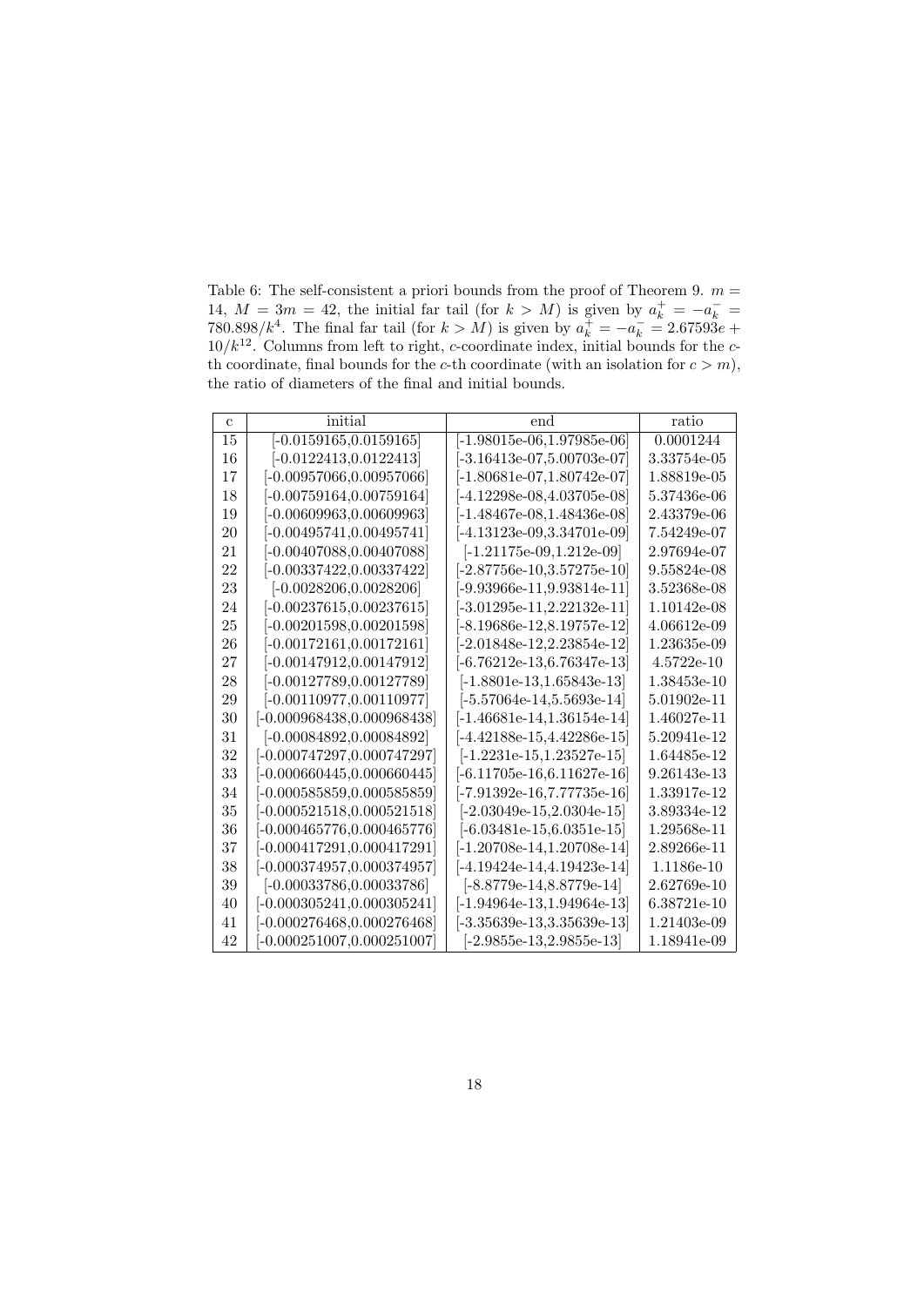Table 6: The self-consistent a priori bounds from the proof of Theorem 9. $m = 14$, $M = 3m = 42$, the initial far tail (for $k > M$) is given by $a_k^+ = -a_k^- = 780.898/k^4$. The final far tail (for $k > M$) is given by $a_k^+ = -a_k^- = 2.67593e + 10/k^{12}$. Columns from left to right, $c$-coordinate index, initial bounds for the $c$-th coordinate, final bounds for the $c$-th coordinate (with an isolation for $c > m$), the ratio of diameters of the final and initial bounds.

| c | initial | end | ratio |
|---|---|---|---|
| 15 | [-0.0159165,0.0159165] | [-1.98015e-06,1.97985e-06] | 0.0001244 |
| 16 | [-0.0122413,0.0122413] | [-3.16413e-07,5.00703e-07] | 3.33754e-05 |
| 17 | [-0.00957066,0.00957066] | [-1.80681e-07,1.80742e-07] | 1.88819e-05 |
| 18 | [-0.00759164,0.00759164] | [-4.12298e-08,4.03705e-08] | 5.37436e-06 |
| 19 | [-0.00609963,0.00609963] | [-1.48467e-08,1.48436e-08] | 2.43379e-06 |
| 20 | [-0.00495741,0.00495741] | [-4.13123e-09,3.34701e-09] | 7.54249e-07 |
| 21 | [-0.00407088,0.00407088] | [-1.21175e-09,1.212e-09] | 2.97694e-07 |
| 22 | [-0.00337422,0.00337422] | [-2.87756e-10,3.57275e-10] | 9.55824e-08 |
| 23 | [-0.0028206,0.0028206] | [-9.93966e-11,9.93814e-11] | 3.52368e-08 |
| 24 | [-0.00237615,0.00237615] | [-3.01295e-11,2.22132e-11] | 1.10142e-08 |
| 25 | [-0.00201598,0.00201598] | [-8.19686e-12,8.19757e-12] | 4.06612e-09 |
| 26 | [-0.00172161,0.00172161] | [-2.01848e-12,2.23854e-12] | 1.23635e-09 |
| 27 | [-0.00147912,0.00147912] | [-6.76212e-13,6.76347e-13] | 4.5722e-10 |
| 28 | [-0.00127789,0.00127789] | [-1.8801e-13,1.65843e-13] | 1.38453e-10 |
| 29 | [-0.00110977,0.00110977] | [-5.57064e-14,5.5693e-14] | 5.01902e-11 |
| 30 | [-0.000968438,0.000968438] | [-1.46681e-14,1.36154e-14] | 1.46027e-11 |
| 31 | [-0.00084892,0.00084892] | [-4.42188e-15,4.42286e-15] | 5.20941e-12 |
| 32 | [-0.000747297,0.000747297] | [-1.2231e-15,1.23527e-15] | 1.64485e-12 |
| 33 | [-0.000660445,0.000660445] | [-6.11705e-16,6.11627e-16] | 9.26143e-13 |
| 34 | [-0.000585859,0.000585859] | [-7.91392e-16,7.77735e-16] | 1.33917e-12 |
| 35 | [-0.000521518,0.000521518] | [-2.03049e-15,2.0304e-15] | 3.89334e-12 |
| 36 | [-0.000465776,0.000465776] | [-6.03481e-15,6.0351e-15] | 1.29568e-11 |
| 37 | [-0.000417291,0.000417291] | [-1.20708e-14,1.20708e-14] | 2.89266e-11 |
| 38 | [-0.000374957,0.000374957] | [-4.19424e-14,4.19423e-14] | 1.1186e-10 |
| 39 | [-0.00033786,0.00033786] | [-8.8779e-14,8.8779e-14] | 2.62769e-10 |
| 40 | [-0.000305241,0.000305241] | [-1.94964e-13,1.94964e-13] | 6.38721e-10 |
| 41 | [-0.000276468,0.000276468] | [-3.35639e-13,3.35639e-13] | 1.21403e-09 |
| 42 | [-0.000251007,0.000251007] | [-2.9855e-13,2.9855e-13] | 1.18941e-09 |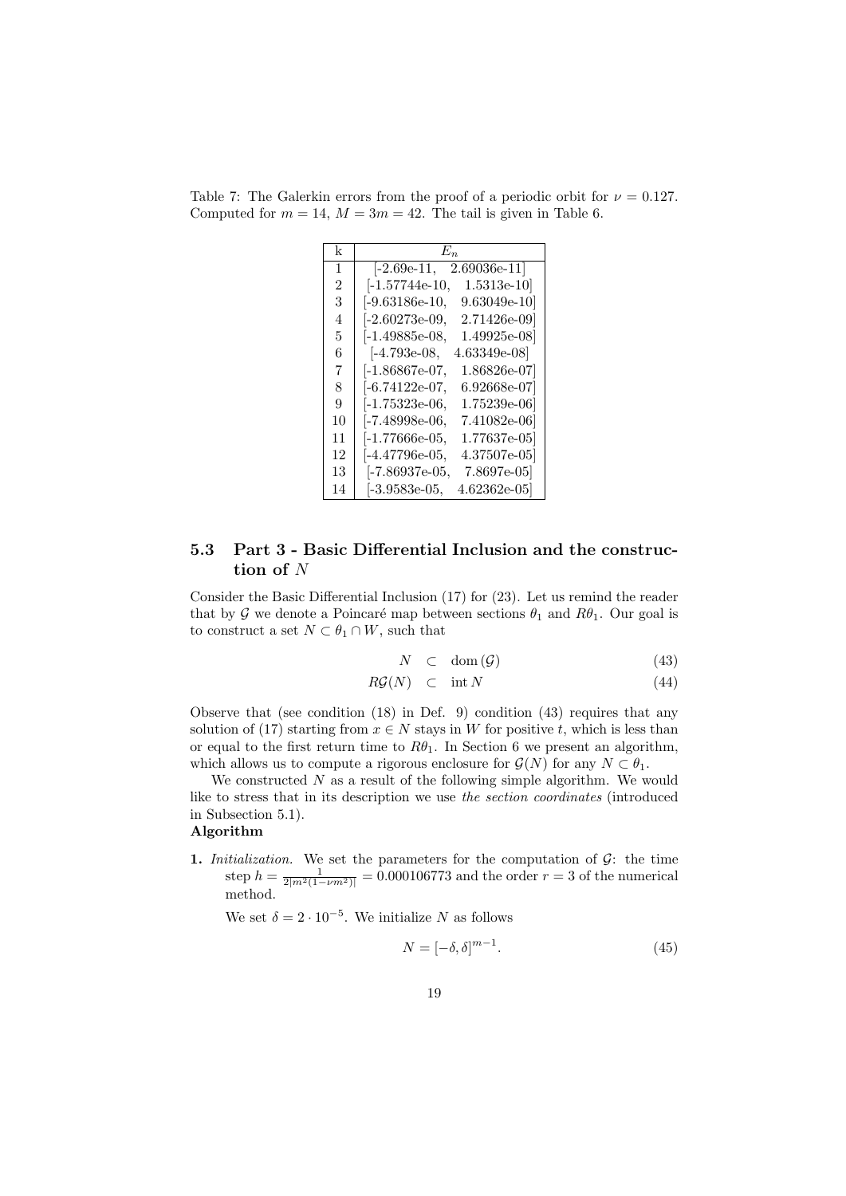Table 7: The Galerkin errors from the proof of a periodic orbit for $\nu = 0.127$. Computed for $m = 14$, $M = 3m = 42$. The tail is given in Table 6.

| k | $E_n$ |
|---|---|
| 1 | [-2.69e-11, 2.69036e-11] |
| 2 | [-1.57744e-10, 1.5313e-10] |
| 3 | [-9.63186e-10, 9.63049e-10] |
| 4 | [-2.60273e-09, 2.71426e-09] |
| 5 | [-1.49885e-08, 1.49925e-08] |
| 6 | [-4.793e-08, 4.63349e-08] |
| 7 | [-1.86867e-07, 1.86826e-07] |
| 8 | [-6.74122e-07, 6.92668e-07] |
| 9 | [-1.75323e-06, 1.75239e-06] |
| 10 | [-7.48998e-06, 7.41082e-06] |
| 11 | [-1.77666e-05, 1.77637e-05] |
| 12 | [-4.47796e-05, 4.37507e-05] |
| 13 | [-7.86937e-05, 7.8697e-05] |
| 14 | [-3.9583e-05, 4.62362e-05] |

### 5.3 Part 3 - Basic Differential Inclusion and the construction of $N$

Consider the Basic Differential Inclusion (17) for (23). Let us remind the reader that by $\mathcal{G}$ we denote a Poincaré map between sections $\theta_1$ and $R\theta_1$. Our goal is to construct a set $N \subset \theta_1 \cap W$, such that

$$N \subset \operatorname{dom}(\mathcal{G}) \tag{43}$$

$$R\mathcal{G}(N) \subset \operatorname{int} N \tag{44}$$

Observe that (see condition (18) in Def. 9) condition (43) requires that any solution of (17) starting from $x \in N$ stays in $W$ for positive $t$, which is less than or equal to the first return time to $R\theta_1$. In Section 6 we present an algorithm, which allows us to compute a rigorous enclosure for $\mathcal{G}(N)$ for any $N \subset \theta_1$.

We constructed $N$ as a result of the following simple algorithm. We would like to stress that in its description we use *the section coordinates* (introduced in Subsection 5.1).

**Algorithm**

**1.** *Initialization.* We set the parameters for the computation of $\mathcal{G}$: the time step $h = \frac{1}{2|m^2(1-\nu m^2)|} = 0.000106773$ and the order $r = 3$ of the numerical method.

We set $\delta = 2 \cdot 10^{-5}$. We initialize $N$ as follows

$$N = [-\delta, \delta]^{m-1}. \tag{45}$$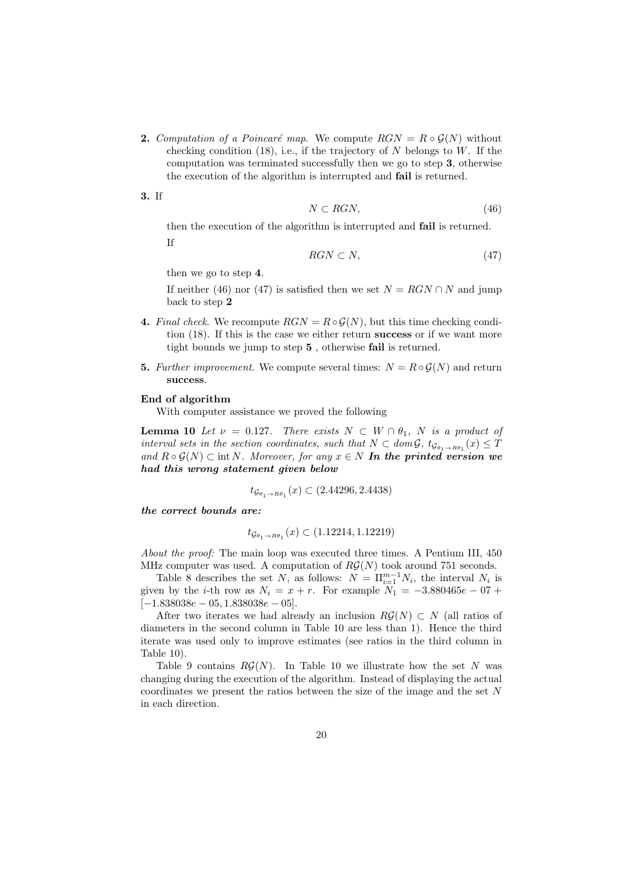**2.** *Computation of a Poincaré map.* We compute $RGN = R \circ \mathcal{G}(N)$ without checking condition (18), i.e., if the trajectory of $N$ belongs to $W$. If the computation was terminated successfully then we go to step **3**, otherwise the execution of the algorithm is interrupted and **fail** is returned.

**3.** If

$$N \subset RGN, \tag{46}$$

then the execution of the algorithm is interrupted and **fail** is returned.

If

$$RGN \subset N, \tag{47}$$

then we go to step **4**.

If neither (46) nor (47) is satisfied then we set $N = RGN \cap N$ and jump back to step **2**

**4.** *Final check.* We recompute $RGN = R \circ \mathcal{G}(N)$, but this time checking condition (18). If this is the case we either return **success** or if we want more tight bounds we jump to step **5** , otherwise **fail** is returned.

**5.** *Further improvement.* We compute several times: $N = R \circ \mathcal{G}(N)$ and return **success**.

**End of algorithm**

With computer assistance we proved the following

**Lemma 10** *Let $\nu = 0.127$. There exists $N \subset W \cap \theta_1$, $N$ is a product of interval sets in the section coordinates, such that $N \subset dom\,\mathcal{G}$, $t_{\mathcal{G}_{\theta_1 \to R\theta_1}}(x) \leq T$ and $R \circ \mathcal{G}(N) \subset \operatorname{int} N$. Moreover, for any $x \in N$* ***In the printed version we had this wrong statement given below***

$$t_{\mathcal{G}_{\theta_1 \to R\theta_1}}(x) \subset (2.44296, 2.4438)$$

***the correct bounds are:***

$$t_{\mathcal{G}_{\theta_1 \to R\theta_1}}(x) \subset (1.12214, 1.12219)$$

*About the proof:* The main loop was executed three times. A Pentium III, 450 MHz computer was used. A computation of $R\mathcal{G}(N)$ took around 751 seconds.

Table 8 describes the set $N$, as follows: $N = \Pi_{i=1}^{m-1} N_i$, the interval $N_i$ is given by the $i$-th row as $N_i = x + r$. For example $N_1 = -3.880465e-07 + [-1.838038e-05, 1.838038e-05]$.

After two iterates we had already an inclusion $R\mathcal{G}(N) \subset N$ (all ratios of diameters in the second column in Table 10 are less than 1). Hence the third iterate was used only to improve estimates (see ratios in the third column in Table 10).

Table 9 contains $R\mathcal{G}(N)$. In Table 10 we illustrate how the set $N$ was changing during the execution of the algorithm. Instead of displaying the actual coordinates we present the ratios between the size of the image and the set $N$ in each direction.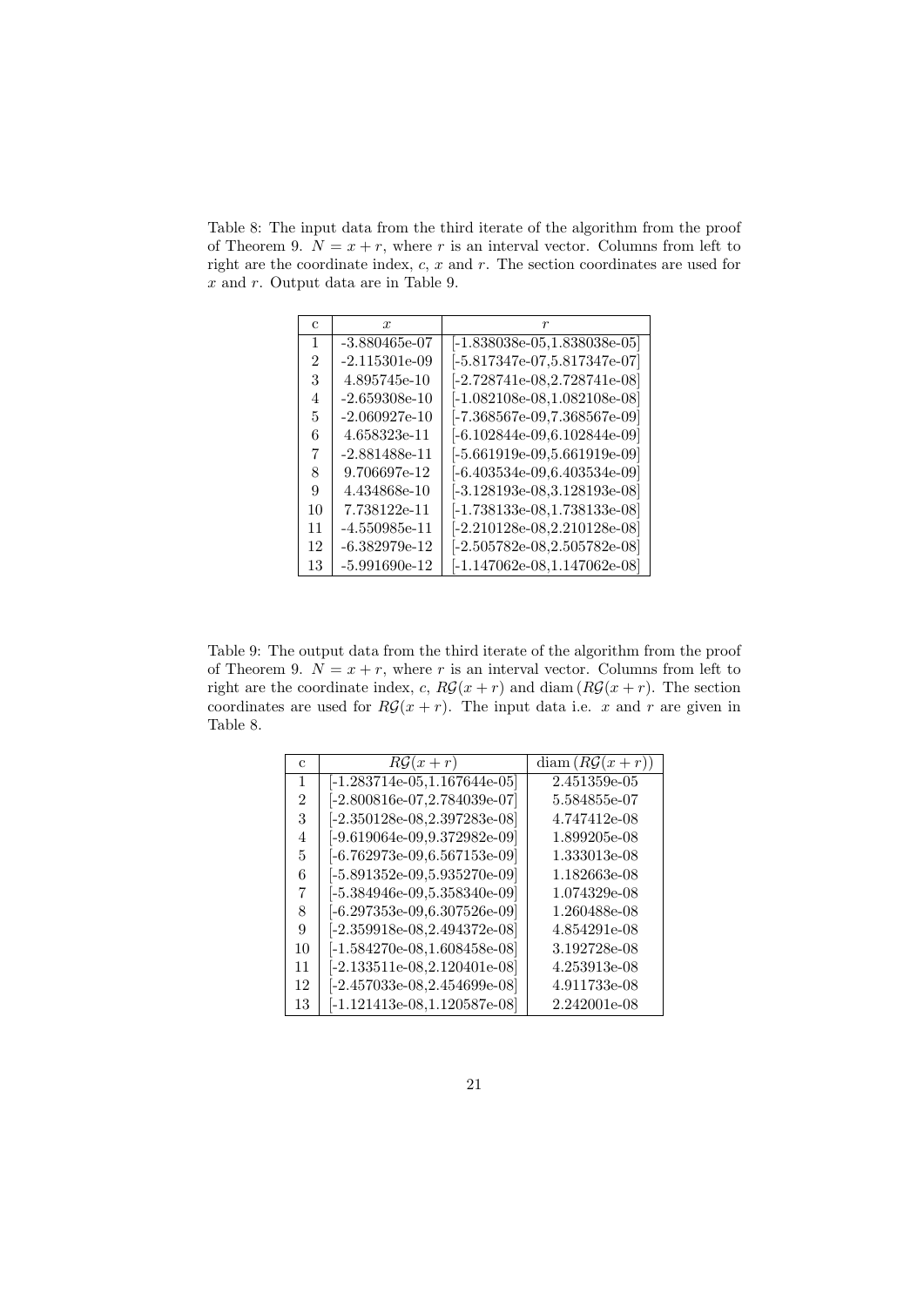Table 8: The input data from the third iterate of the algorithm from the proof of Theorem 9. $N = x + r$, where $r$ is an interval vector. Columns from left to right are the coordinate index, $c$, $x$ and $r$. The section coordinates are used for $x$ and $r$. Output data are in Table 9.

| c | $x$ | $r$ |
|---|---|---|
| 1 | -3.880465e-07 | [-1.838038e-05,1.838038e-05] |
| 2 | -2.115301e-09 | [-5.817347e-07,5.817347e-07] |
| 3 | 4.895745e-10 | [-2.728741e-08,2.728741e-08] |
| 4 | -2.659308e-10 | [-1.082108e-08,1.082108e-08] |
| 5 | -2.060927e-10 | [-7.368567e-09,7.368567e-09] |
| 6 | 4.658323e-11 | [-6.102844e-09,6.102844e-09] |
| 7 | -2.881488e-11 | [-5.661919e-09,5.661919e-09] |
| 8 | 9.706697e-12 | [-6.403534e-09,6.403534e-09] |
| 9 | 4.434868e-10 | [-3.128193e-08,3.128193e-08] |
| 10 | 7.738122e-11 | [-1.738133e-08,1.738133e-08] |
| 11 | -4.550985e-11 | [-2.210128e-08,2.210128e-08] |
| 12 | -6.382979e-12 | [-2.505782e-08,2.505782e-08] |
| 13 | -5.991690e-12 | [-1.147062e-08,1.147062e-08] |

Table 9: The output data from the third iterate of the algorithm from the proof of Theorem 9. $N = x + r$, where $r$ is an interval vector. Columns from left to right are the coordinate index, $c$, $R\mathcal{G}(x + r)$ and $\operatorname{diam}(R\mathcal{G}(x + r))$. The section coordinates are used for $R\mathcal{G}(x + r)$. The input data i.e. $x$ and $r$ are given in Table 8.

| c | $R\mathcal{G}(x + r)$ | $\operatorname{diam}(R\mathcal{G}(x + r))$ |
|---|---|---|
| 1 | [-1.283714e-05,1.167644e-05] | 2.451359e-05 |
| 2 | [-2.800816e-07,2.784039e-07] | 5.584855e-07 |
| 3 | [-2.350128e-08,2.397283e-08] | 4.747412e-08 |
| 4 | [-9.619064e-09,9.372982e-09] | 1.899205e-08 |
| 5 | [-6.762973e-09,6.567153e-09] | 1.333013e-08 |
| 6 | [-5.891352e-09,5.935270e-09] | 1.182663e-08 |
| 7 | [-5.384946e-09,5.358340e-09] | 1.074329e-08 |
| 8 | [-6.297353e-09,6.307526e-09] | 1.260488e-08 |
| 9 | [-2.359918e-08,2.494372e-08] | 4.854291e-08 |
| 10 | [-1.584270e-08,1.608458e-08] | 3.192728e-08 |
| 11 | [-2.133511e-08,2.120401e-08] | 4.253913e-08 |
| 12 | [-2.457033e-08,2.454699e-08] | 4.911733e-08 |
| 13 | [-1.121413e-08,1.120587e-08] | 2.242001e-08 |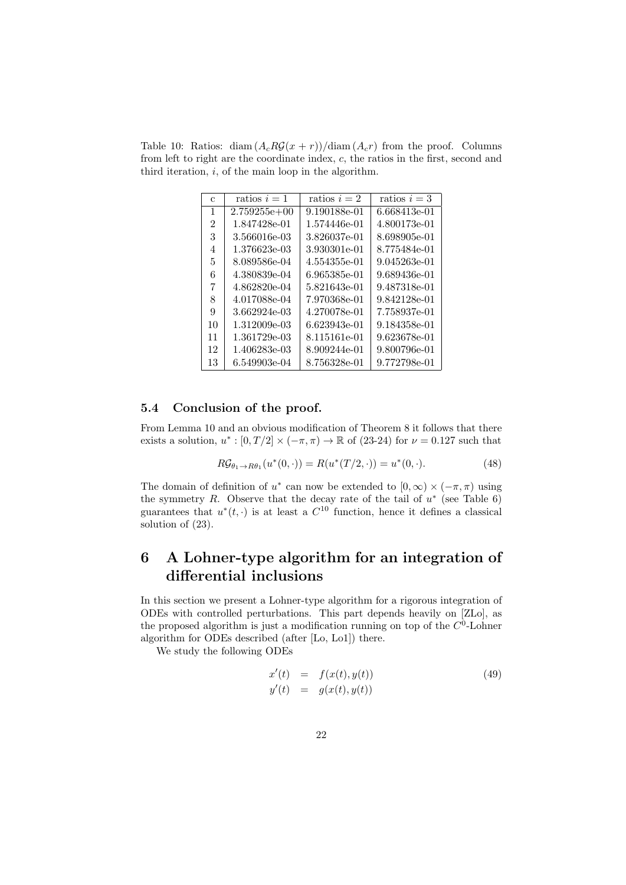Table 10: Ratios: $\mathrm{diam}\,(A_c R\mathcal{G}(x+r))/\mathrm{diam}\,(A_c r)$ from the proof. Columns from left to right are the coordinate index, $c$, the ratios in the first, second and third iteration, $i$, of the main loop in the algorithm.

| c | ratios $i=1$ | ratios $i=2$ | ratios $i=3$ |
|---|---|---|---|
| 1 | 2.759255e+00 | 9.190188e-01 | 6.668413e-01 |
| 2 | 1.847428e-01 | 1.574446e-01 | 4.800173e-01 |
| 3 | 3.566016e-03 | 3.826037e-01 | 8.698905e-01 |
| 4 | 1.376623e-03 | 3.930301e-01 | 8.775484e-01 |
| 5 | 8.089586e-04 | 4.554355e-01 | 9.045263e-01 |
| 6 | 4.380839e-04 | 6.965385e-01 | 9.689436e-01 |
| 7 | 4.862820e-04 | 5.821643e-01 | 9.487318e-01 |
| 8 | 4.017088e-04 | 7.970368e-01 | 9.842128e-01 |
| 9 | 3.662924e-03 | 4.270078e-01 | 7.758937e-01 |
| 10 | 1.312009e-03 | 6.623943e-01 | 9.184358e-01 |
| 11 | 1.361729e-03 | 8.115161e-01 | 9.623678e-01 |
| 12 | 1.406283e-03 | 8.909244e-01 | 9.800796e-01 |
| 13 | 6.549903e-04 | 8.756328e-01 | 9.772798e-01 |

### 5.4 Conclusion of the proof.

From Lemma 10 and an obvious modification of Theorem 8 it follows that there exists a solution, $u^* : [0, T/2] \times (-\pi, \pi) \to \mathbb{R}$ of (23-24) for $\nu = 0.127$ such that

$$R\mathcal{G}_{\theta_1 \to R\theta_1}(u^*(0,\cdot)) = R(u^*(T/2,\cdot)) = u^*(0,\cdot). \tag{48}$$

The domain of definition of $u^*$ can now be extended to $[0,\infty) \times (-\pi, \pi)$ using the symmetry $R$. Observe that the decay rate of the tail of $u^*$ (see Table 6) guarantees that $u^*(t,\cdot)$ is at least a $C^{10}$ function, hence it defines a classical solution of (23).

## 6 A Lohner-type algorithm for an integration of differential inclusions

In this section we present a Lohner-type algorithm for a rigorous integration of ODEs with controlled perturbations. This part depends heavily on [ZLo], as the proposed algorithm is just a modification running on top of the $C^0$-Lohner algorithm for ODEs described (after [Lo, Lo1]) there.

We study the following ODEs

$$\begin{aligned} x'(t) &= f(x(t), y(t)) \\ y'(t) &= g(x(t), y(t)) \end{aligned} \tag{49}$$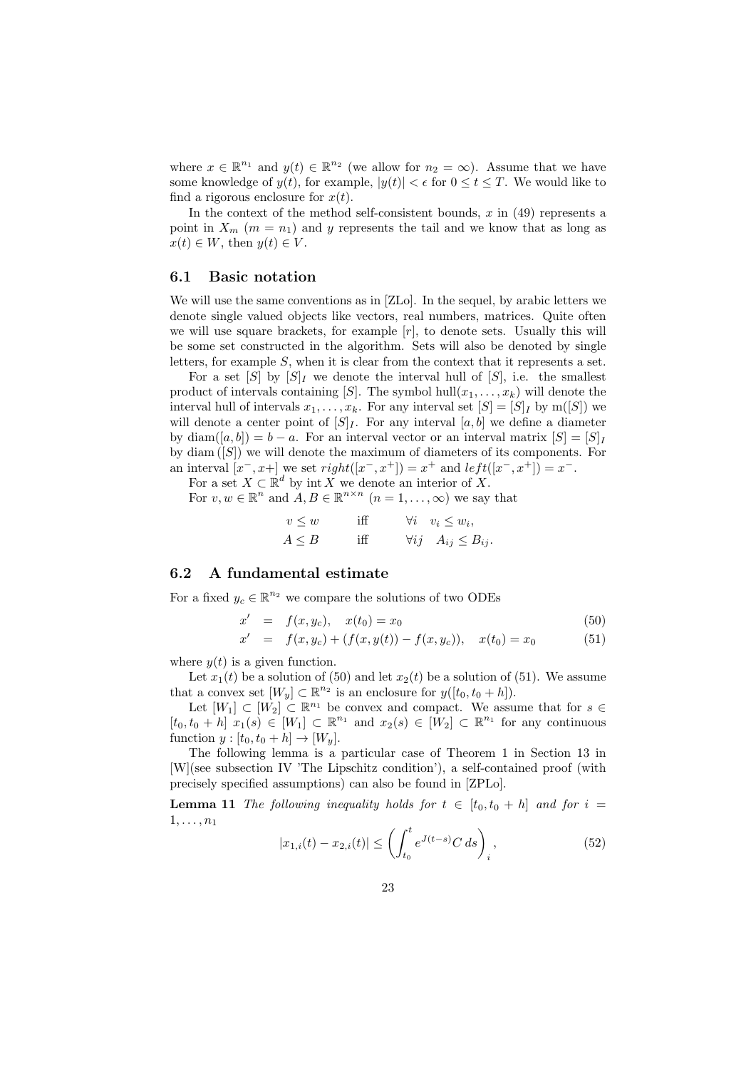where $x \in \mathbb{R}^{n_1}$ and $y(t) \in \mathbb{R}^{n_2}$ (we allow for $n_2 = \infty$). Assume that we have some knowledge of $y(t)$, for example, $|y(t)| < \epsilon$ for $0 \le t \le T$. We would like to find a rigorous enclosure for $x(t)$.

In the context of the method self-consistent bounds, $x$ in (49) represents a point in $X_m$ ($m = n_1$) and $y$ represents the tail and we know that as long as $x(t) \in W$, then $y(t) \in V$.

## 6.1 Basic notation

We will use the same conventions as in [ZLo]. In the sequel, by arabic letters we denote single valued objects like vectors, real numbers, matrices. Quite often we will use square brackets, for example $[r]$, to denote sets. Usually this will be some set constructed in the algorithm. Sets will also be denoted by single letters, for example $S$, when it is clear from the context that it represents a set.

For a set $[S]$ by $[S]_I$ we denote the interval hull of $[S]$, i.e. the smallest product of intervals containing $[S]$. The symbol $\mathrm{hull}(x_1, \ldots, x_k)$ will denote the interval hull of intervals $x_1, \ldots, x_k$. For any interval set $[S] = [S]_I$ by $\mathrm{m}([S])$ we will denote a center point of $[S]_I$. For any interval $[a, b]$ we define a diameter by $\mathrm{diam}([a, b]) = b - a$. For an interval vector or an interval matrix $[S] = [S]_I$ by $\mathrm{diam}\,([S])$ we will denote the maximum of diameters of its components. For an interval $[x^-, x+]$ we set $right([x^-, x^+]) = x^+$ and $left([x^-, x^+]) = x^-$.

For a set $X \subset \mathbb{R}^d$ by $\mathrm{int}\, X$ we denote an interior of $X$.

For $v, w \in \mathbb{R}^n$ and $A, B \in \mathbb{R}^{n \times n}$ ($n = 1, \ldots, \infty$) we say that

$$
\begin{aligned}
v \le w \qquad & \text{iff} \qquad \forall i \quad v_i \le w_i, \\
A \le B \qquad & \text{iff} \qquad \forall ij \quad A_{ij} \le B_{ij}.
\end{aligned}
$$

## 6.2 A fundamental estimate

For a fixed $y_c \in \mathbb{R}^{n_2}$ we compare the solutions of two ODEs

$$
x' = f(x, y_c), \quad x(t_0) = x_0 \tag{50}
$$

$$
x' = f(x, y_c) + (f(x, y(t)) - f(x, y_c)), \quad x(t_0) = x_0 \tag{51}
$$

where $y(t)$ is a given function.

Let $x_1(t)$ be a solution of (50) and let $x_2(t)$ be a solution of (51). We assume that a convex set $[W_y] \subset \mathbb{R}^{n_2}$ is an enclosure for $y([t_0, t_0 + h])$.

Let $[W_1] \subset [W_2] \subset \mathbb{R}^{n_1}$ be convex and compact. We assume that for $s \in [t_0, t_0 + h]$ $x_1(s) \in [W_1] \subset \mathbb{R}^{n_1}$ and $x_2(s) \in [W_2] \subset \mathbb{R}^{n_1}$ for any continuous function $y : [t_0, t_0 + h] \to [W_y]$.

The following lemma is a particular case of Theorem 1 in Section 13 in [W](see subsection IV 'The Lipschitz condition'), a self-contained proof (with precisely specified assumptions) can also be found in [ZPLo].

**Lemma 11** *The following inequality holds for $t \in [t_0, t_0 + h]$ and for $i = 1, \ldots, n_1$*

$$
|x_{1,i}(t) - x_{2,i}(t)| \le \left( \int_{t_0}^{t} e^{J(t-s)} C \, ds \right)_i, \tag{52}
$$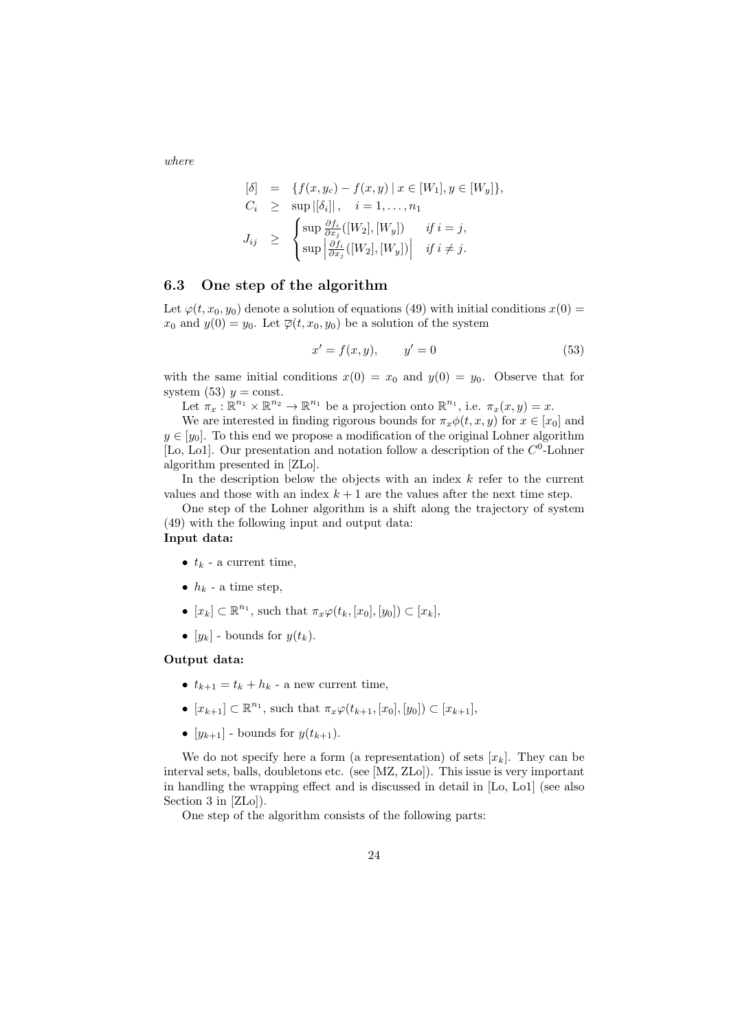*where*

$$
\begin{array}{rcl}
[\delta] & = & \{f(x,y_c) - f(x,y) \mid x \in [W_1], y \in [W_y]\}, \\
C_i & \geq & \sup |[\delta_i]|, \quad i = 1, \ldots, n_1 \\
J_{ij} & \geq & \begin{cases} \sup \frac{\partial f_i}{\partial x_j}([W_2],[W_y]) & \text{if } i = j, \\ \sup \left| \frac{\partial f_i}{\partial x_j}([W_2],[W_y]) \right| & \text{if } i \neq j. \end{cases}
\end{array}
$$

### 6.3 One step of the algorithm

Let $\varphi(t, x_0, y_0)$ denote a solution of equations (49) with initial conditions $x(0) = x_0$ and $y(0) = y_0$. Let $\overline{\varphi}(t, x_0, y_0)$ be a solution of the system

$$
x' = f(x,y), \qquad y' = 0 \tag{53}
$$

with the same initial conditions $x(0) = x_0$ and $y(0) = y_0$. Observe that for system (53) $y = \text{const}$.

Let $\pi_x : \mathbb{R}^{n_1} \times \mathbb{R}^{n_2} \to \mathbb{R}^{n_1}$ be a projection onto $\mathbb{R}^{n_1}$, i.e. $\pi_x(x,y) = x$.

We are interested in finding rigorous bounds for $\pi_x\phi(t,x,y)$ for $x \in [x_0]$ and $y \in [y_0]$. To this end we propose a modification of the original Lohner algorithm [Lo, Lo1]. Our presentation and notation follow a description of the $C^0$-Lohner algorithm presented in [ZLo].

In the description below the objects with an index $k$ refer to the current values and those with an index $k+1$ are the values after the next time step.

One step of the Lohner algorithm is a shift along the trajectory of system (49) with the following input and output data:

**Input data:**

- $t_k$ - a current time,
- $h_k$ - a time step,
- $[x_k] \subset \mathbb{R}^{n_1}$, such that $\pi_x\varphi(t_k,[x_0],[y_0]) \subset [x_k]$,
- $[y_k]$ - bounds for $y(t_k)$.

**Output data:**

- $t_{k+1} = t_k + h_k$ - a new current time,
- $[x_{k+1}] \subset \mathbb{R}^{n_1}$, such that $\pi_x\varphi(t_{k+1},[x_0],[y_0]) \subset [x_{k+1}]$,
- $[y_{k+1}]$ - bounds for $y(t_{k+1})$.

We do not specify here a form (a representation) of sets $[x_k]$. They can be interval sets, balls, doubletons etc. (see [MZ, ZLo]). This issue is very important in handling the wrapping effect and is discussed in detail in [Lo, Lo1] (see also Section 3 in [ZLo]).

One step of the algorithm consists of the following parts: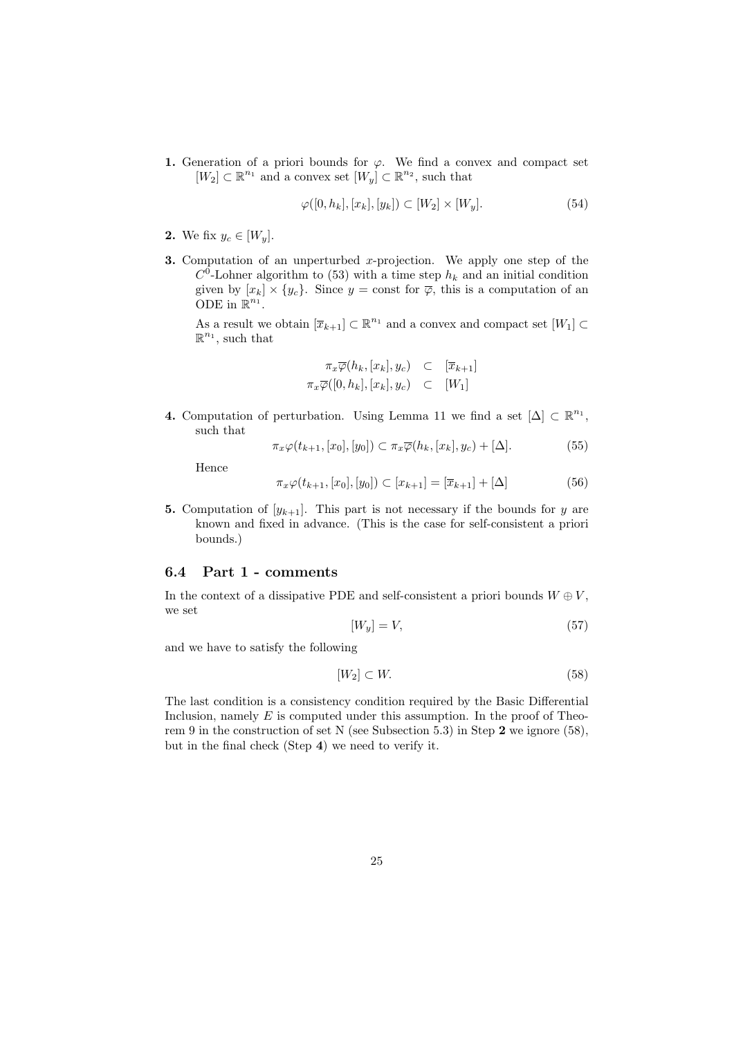**1.** Generation of a priori bounds for $\varphi$. We find a convex and compact set $[W_2] \subset \mathbb{R}^{n_1}$ and a convex set $[W_y] \subset \mathbb{R}^{n_2}$, such that

$$\varphi([0, h_k], [x_k], [y_k]) \subset [W_2] \times [W_y]. \tag{54}$$

**2.** We fix $y_c \in [W_y]$.

**3.** Computation of an unperturbed $x$-projection. We apply one step of the $C^0$-Lohner algorithm to (53) with a time step $h_k$ and an initial condition given by $[x_k] \times \{y_c\}$. Since $y = \text{const}$ for $\overline{\varphi}$, this is a computation of an ODE in $\mathbb{R}^{n_1}$.

As a result we obtain $[\overline{x}_{k+1}] \subset \mathbb{R}^{n_1}$ and a convex and compact set $[W_1] \subset \mathbb{R}^{n_1}$, such that

$$\begin{aligned} \pi_x \overline{\varphi}(h_k, [x_k], y_c) &\subset [\overline{x}_{k+1}] \\ \pi_x \overline{\varphi}([0, h_k], [x_k], y_c) &\subset [W_1] \end{aligned}$$

**4.** Computation of perturbation. Using Lemma 11 we find a set $[\Delta] \subset \mathbb{R}^{n_1}$, such that

$$\pi_x \varphi(t_{k+1}, [x_0], [y_0]) \subset \pi_x \overline{\varphi}(h_k, [x_k], y_c) + [\Delta]. \tag{55}$$

Hence

$$\pi_x \varphi(t_{k+1}, [x_0], [y_0]) \subset [x_{k+1}] = [\overline{x}_{k+1}] + [\Delta] \tag{56}$$

**5.** Computation of $[y_{k+1}]$. This part is not necessary if the bounds for $y$ are known and fixed in advance. (This is the case for self-consistent a priori bounds.)

### 6.4 Part 1 - comments

In the context of a dissipative PDE and self-consistent a priori bounds $W \oplus V$, we set

$$[W_y] = V, \tag{57}$$

and we have to satisfy the following

$$[W_2] \subset W. \tag{58}$$

The last condition is a consistency condition required by the Basic Differential Inclusion, namely $E$ is computed under this assumption. In the proof of Theorem 9 in the construction of set N (see Subsection 5.3) in Step **2** we ignore (58), but in the final check (Step **4**) we need to verify it.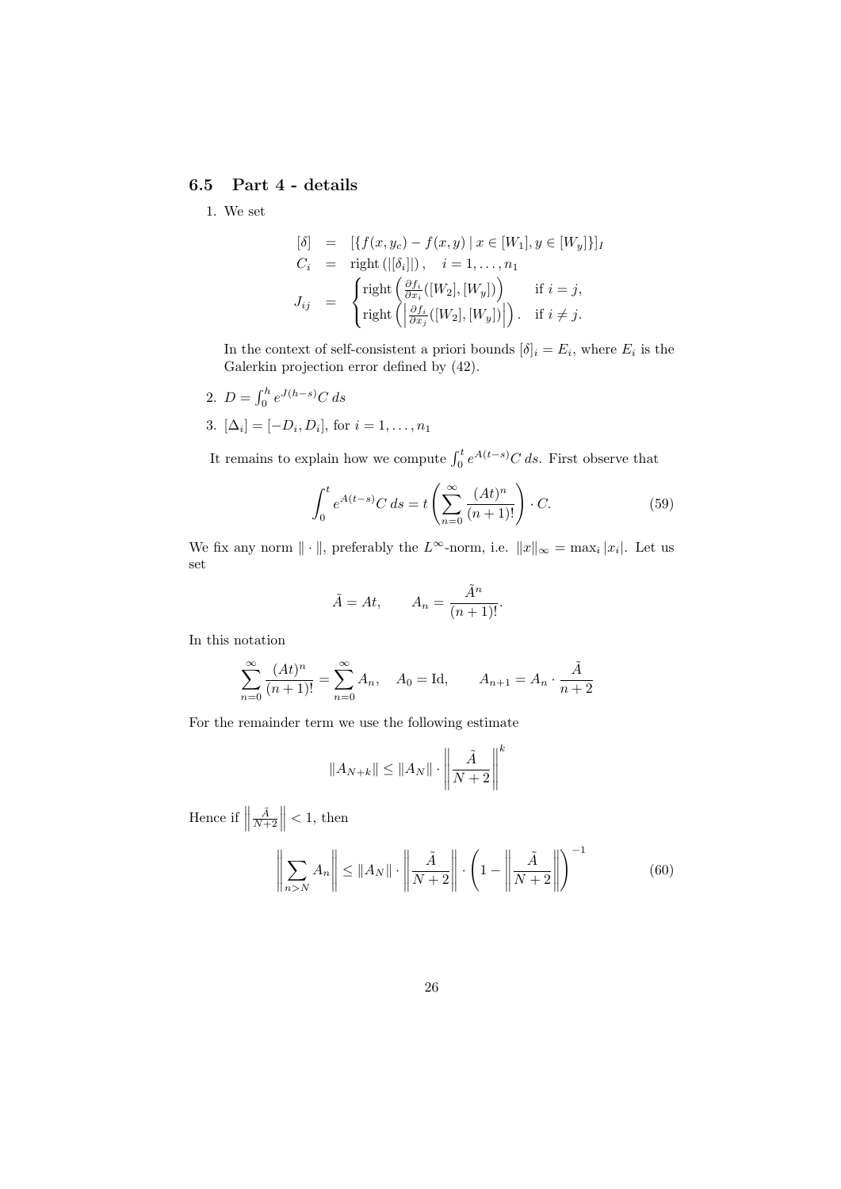### 6.5 Part 4 - details

1. We set

$$
\begin{aligned}
[\delta] &= [\{f(x, y_c) - f(x, y) \mid x \in [W_1], y \in [W_y]\}]_I \\
C_i &= \text{right}\left(|[\delta_i]|\right), \quad i = 1, \ldots, n_1 \\
J_{ij} &= \begin{cases} \text{right}\left(\frac{\partial f_i}{\partial x_i}([W_2], [W_y])\right) & \text{if } i = j, \\ \text{right}\left(\left|\frac{\partial f_i}{\partial x_j}([W_2], [W_y])\right|\right). & \text{if } i \neq j. \end{cases}
\end{aligned}
$$

   In the context of self-consistent a priori bounds $[\delta]_i = E_i$, where $E_i$ is the Galerkin projection error defined by (42).

2. $D = \int_0^h e^{J(h-s)} C \, ds$

3. $[\Delta_i] = [-D_i, D_i]$, for $i = 1, \ldots, n_1$

It remains to explain how we compute $\int_0^t e^{A(t-s)} C \, ds$. First observe that

$$
\int_0^t e^{A(t-s)} C \, ds = t \left( \sum_{n=0}^{\infty} \frac{(At)^n}{(n+1)!} \right) \cdot C. \tag{59}
$$

We fix any norm $\| \cdot \|$, preferably the $L^\infty$-norm, i.e. $\|x\|_\infty = \max_i |x_i|$. Let us set

$$
\tilde{A} = At, \qquad A_n = \frac{\tilde{A}^n}{(n+1)!}.
$$

In this notation

$$
\sum_{n=0}^{\infty} \frac{(At)^n}{(n+1)!} = \sum_{n=0}^{\infty} A_n, \quad A_0 = \text{Id}, \qquad A_{n+1} = A_n \cdot \frac{\tilde{A}}{n+2}
$$

For the remainder term we use the following estimate

$$
\|A_{N+k}\| \leq \|A_N\| \cdot \left\| \frac{\tilde{A}}{N+2} \right\|^k
$$

Hence if $\left\| \frac{\tilde{A}}{N+2} \right\| < 1$, then

$$
\left\| \sum_{n>N} A_n \right\| \leq \|A_N\| \cdot \left\| \frac{\tilde{A}}{N+2} \right\| \cdot \left( 1 - \left\| \frac{\tilde{A}}{N+2} \right\| \right)^{-1} \tag{60}
$$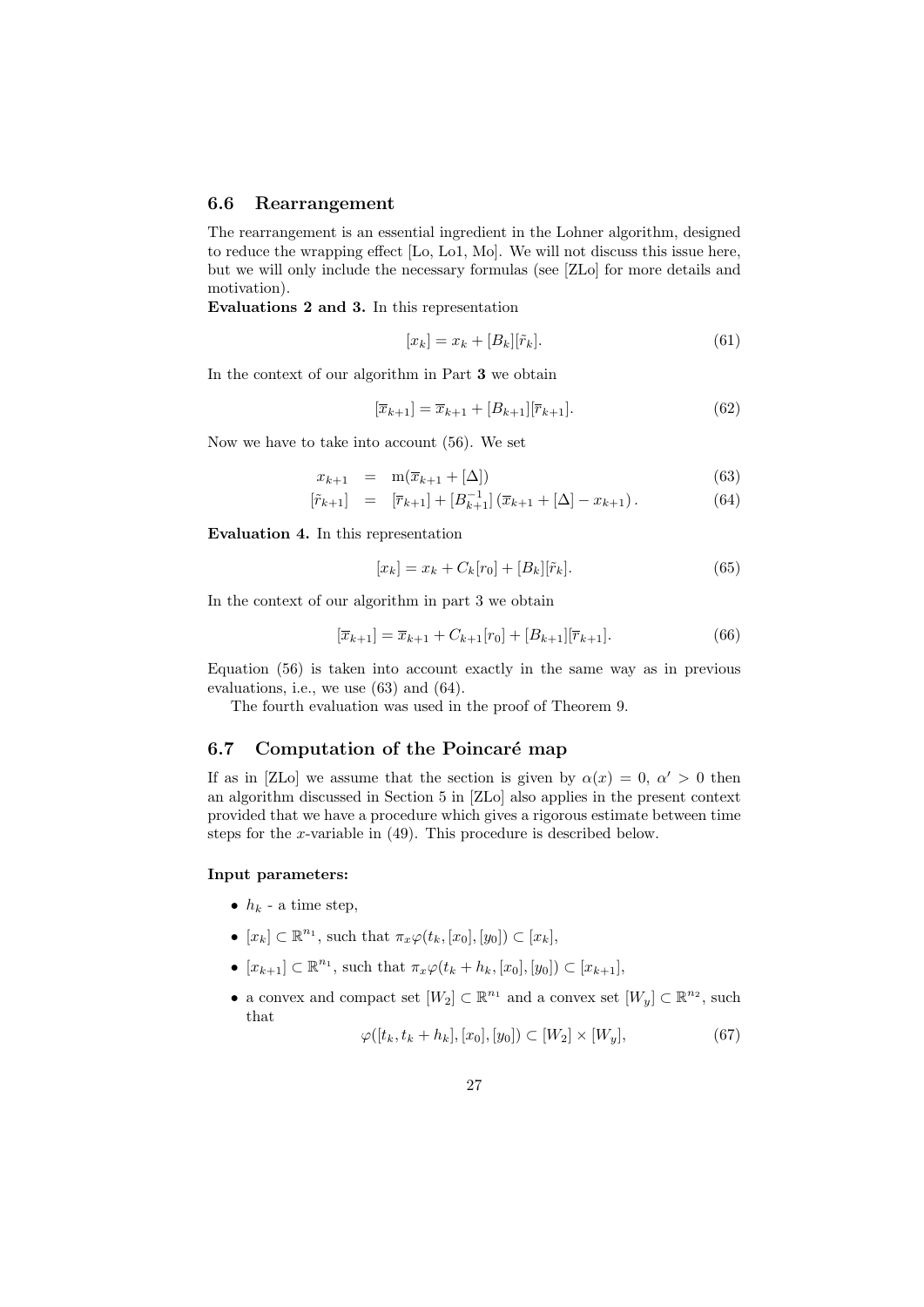### 6.6 Rearrangement

The rearrangement is an essential ingredient in the Lohner algorithm, designed to reduce the wrapping effect [Lo, Lo1, Mo]. We will not discuss this issue here, but we will only include the necessary formulas (see [ZLo] for more details and motivation).

**Evaluations 2 and 3.** In this representation

$$[x_k] = x_k + [B_k][\tilde{r}_k]. \tag{61}$$

In the context of our algorithm in Part **3** we obtain

$$[\overline{x}_{k+1}] = \overline{x}_{k+1} + [B_{k+1}][\overline{r}_{k+1}]. \tag{62}$$

Now we have to take into account (56). We set

$$x_{k+1} = \mathrm{m}(\overline{x}_{k+1} + [\Delta]) \tag{63}$$

$$[\tilde{r}_{k+1}] = [\overline{r}_{k+1}] + [B_{k+1}^{-1}]\left(\overline{x}_{k+1} + [\Delta] - x_{k+1}\right). \tag{64}$$

**Evaluation 4.** In this representation

$$[x_k] = x_k + C_k[r_0] + [B_k][\tilde{r}_k]. \tag{65}$$

In the context of our algorithm in part 3 we obtain

$$[\overline{x}_{k+1}] = \overline{x}_{k+1} + C_{k+1}[r_0] + [B_{k+1}][\overline{r}_{k+1}]. \tag{66}$$

Equation (56) is taken into account exactly in the same way as in previous evaluations, i.e., we use (63) and (64).

The fourth evaluation was used in the proof of Theorem 9.

### 6.7 Computation of the Poincaré map

If as in [ZLo] we assume that the section is given by $\alpha(x) = 0$, $\alpha' > 0$ then an algorithm discussed in Section 5 in [ZLo] also applies in the present context provided that we have a procedure which gives a rigorous estimate between time steps for the $x$-variable in (49). This procedure is described below.

**Input parameters:**

- $h_k$ - a time step,
- $[x_k] \subset \mathbb{R}^{n_1}$, such that $\pi_x\varphi(t_k, [x_0], [y_0]) \subset [x_k]$,
- $[x_{k+1}] \subset \mathbb{R}^{n_1}$, such that $\pi_x\varphi(t_k + h_k, [x_0], [y_0]) \subset [x_{k+1}]$,
- a convex and compact set $[W_2] \subset \mathbb{R}^{n_1}$ and a convex set $[W_y] \subset \mathbb{R}^{n_2}$, such that

$$\varphi([t_k, t_k + h_k], [x_0], [y_0]) \subset [W_2] \times [W_y], \tag{67}$$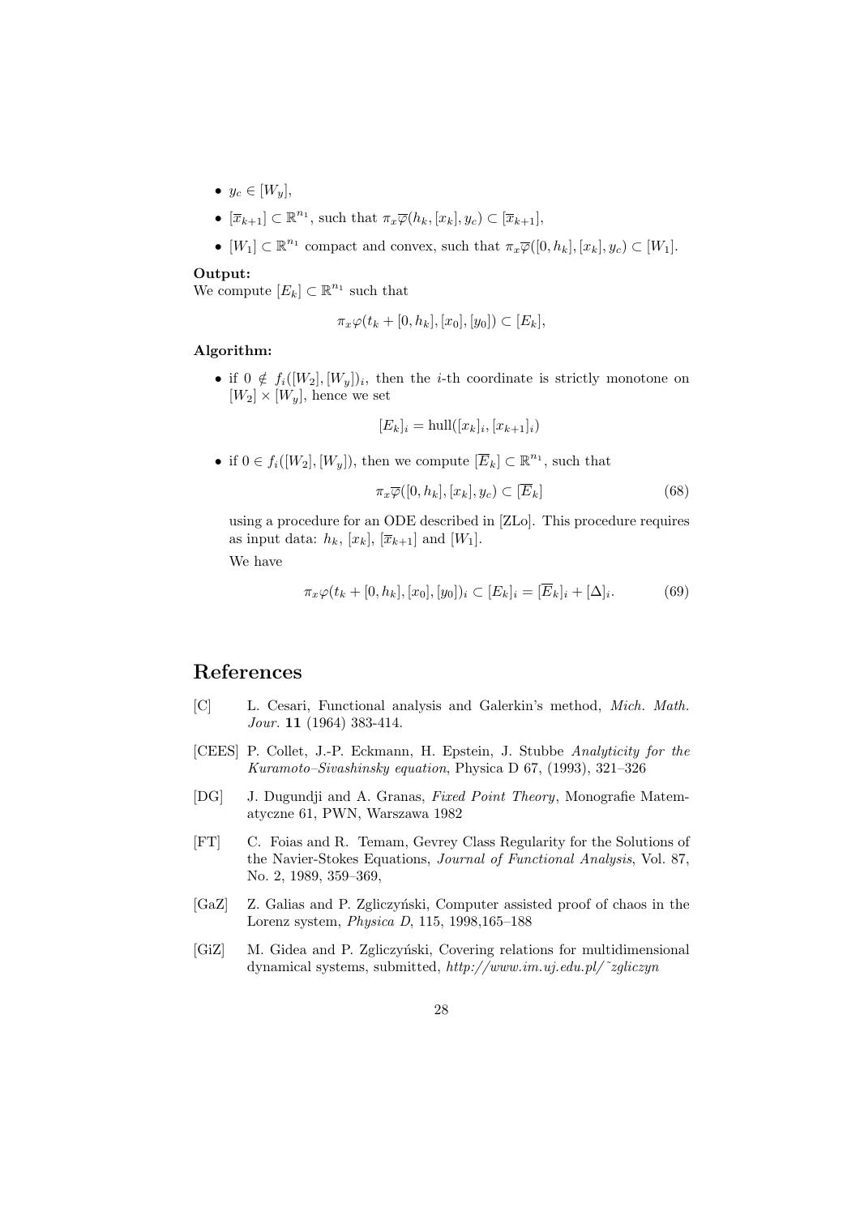- $y_c \in [W_y]$,
- $[\overline{x}_{k+1}] \subset \mathbb{R}^{n_1}$, such that $\pi_x \overline{\varphi}(h_k, [x_k], y_c) \subset [\overline{x}_{k+1}]$,
- $[W_1] \subset \mathbb{R}^{n_1}$ compact and convex, such that $\pi_x \overline{\varphi}([0, h_k], [x_k], y_c) \subset [W_1]$.

**Output:**
We compute $[E_k] \subset \mathbb{R}^{n_1}$ such that

$$\pi_x \varphi(t_k + [0, h_k], [x_0], [y_0]) \subset [E_k],$$

**Algorithm:**

- if $0 \notin f_i([W_2], [W_y])_i$, then the $i$-th coordinate is strictly monotone on $[W_2] \times [W_y]$, hence we set

$$[E_k]_i = \text{hull}([x_k]_i, [x_{k+1}]_i)$$

- if $0 \in f_i([W_2], [W_y])$, then we compute $[\overline{E}_k] \subset \mathbb{R}^{n_1}$, such that

$$\pi_x \overline{\varphi}([0, h_k], [x_k], y_c) \subset [\overline{E}_k] \tag{68}$$

  using a procedure for an ODE described in [ZLo]. This procedure requires as input data: $h_k$, $[x_k]$, $[\overline{x}_{k+1}]$ and $[W_1]$.

  We have

$$\pi_x \varphi(t_k + [0, h_k], [x_0], [y_0])_i \subset [E_k]_i = [\overline{E}_k]_i + [\Delta]_i. \tag{69}$$

# References

[C] L. Cesari, Functional analysis and Galerkin's method, *Mich. Math. Jour.* **11** (1964) 383-414.

[CEES] P. Collet, J.-P. Eckmann, H. Epstein, J. Stubbe *Analyticity for the Kuramoto–Sivashinsky equation*, Physica D 67, (1993), 321–326

[DG] J. Dugundji and A. Granas, *Fixed Point Theory*, Monografie Matematyczne 61, PWN, Warszawa 1982

[FT] C. Foias and R. Temam, Gevrey Class Regularity for the Solutions of the Navier-Stokes Equations, *Journal of Functional Analysis*, Vol. 87, No. 2, 1989, 359–369,

[GaZ] Z. Galias and P. Zgliczyński, Computer assisted proof of chaos in the Lorenz system, *Physica D*, 115, 1998,165–188

[GiZ] M. Gidea and P. Zgliczyński, Covering relations for multidimensional dynamical systems, submitted, *http://www.im.uj.edu.pl/˜zgliczyn*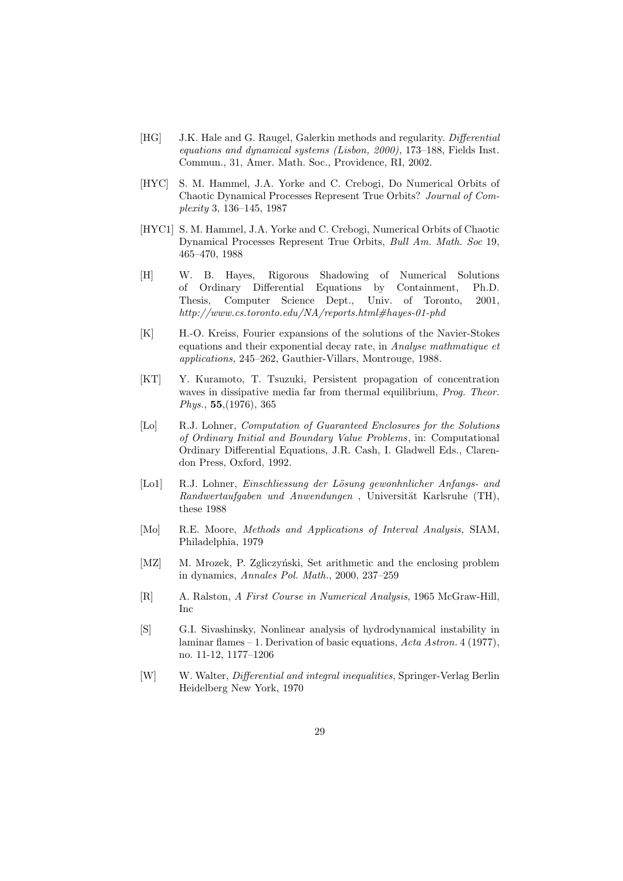[HG] J.K. Hale and G. Raugel, Galerkin methods and regularity. *Differential equations and dynamical systems (Lisbon, 2000),* 173–188, Fields Inst. Commun., 31, Amer. Math. Soc., Providence, RI, 2002.

[HYC] S. M. Hammel, J.A. Yorke and C. Crebogi, Do Numerical Orbits of Chaotic Dynamical Processes Represent True Orbits? *Journal of Complexity* 3, 136–145, 1987

[HYC1] S. M. Hammel, J.A. Yorke and C. Crebogi, Numerical Orbits of Chaotic Dynamical Processes Represent True Orbits, *Bull Am. Math. Soc* 19, 465–470, 1988

[H] W. B. Hayes, Rigorous Shadowing of Numerical Solutions of Ordinary Differential Equations by Containment, Ph.D. Thesis, Computer Science Dept., Univ. of Toronto, 2001, *http://www.cs.toronto.edu/NA/reports.html#hayes-01-phd*

[K] H.-O. Kreiss, Fourier expansions of the solutions of the Navier-Stokes equations and their exponential decay rate, in *Analyse mathmatique et applications,* 245–262, Gauthier-Villars, Montrouge, 1988.

[KT] Y. Kuramoto, T. Tsuzuki, Persistent propagation of concentration waves in dissipative media far from thermal equilibrium, *Prog. Theor. Phys.*, **55**,(1976), 365

[Lo] R.J. Lohner, *Computation of Guaranteed Enclosures for the Solutions of Ordinary Initial and Boundary Value Problems*, in: Computational Ordinary Differential Equations, J.R. Cash, I. Gladwell Eds., Clarendon Press, Oxford, 1992.

[Lo1] R.J. Lohner, *Einschliessung der Lösung gewonhnlicher Anfangs- and Randwertaufgaben und Anwendungen* , Universität Karlsruhe (TH), these 1988

[Mo] R.E. Moore, *Methods and Applications of Interval Analysis,* SIAM, Philadelphia, 1979

[MZ] M. Mrozek, P. Zgliczyński, Set arithmetic and the enclosing problem in dynamics, *Annales Pol. Math.*, 2000, 237–259

[R] A. Ralston, *A First Course in Numerical Analysis*, 1965 McGraw-Hill, Inc

[S] G.I. Sivashinsky, Nonlinear analysis of hydrodynamical instability in laminar flames – 1. Derivation of basic equations, *Acta Astron.* 4 (1977), no. 11-12, 1177–1206

[W] W. Walter, *Differential and integral inequalities,* Springer-Verlag Berlin Heidelberg New York, 1970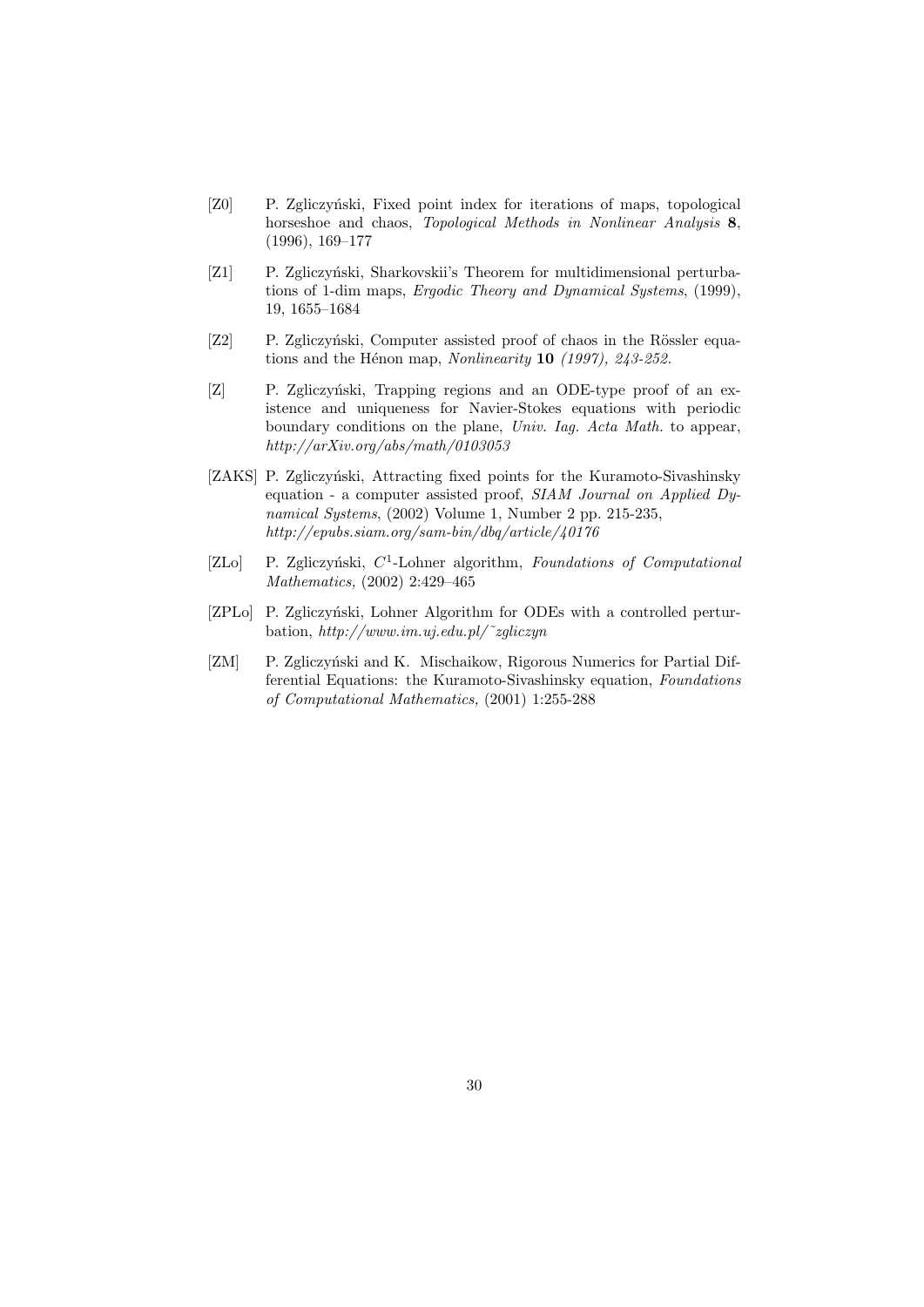[Z0] P. Zgliczyński, Fixed point index for iterations of maps, topological horseshoe and chaos, *Topological Methods in Nonlinear Analysis* **8**, (1996), 169–177

[Z1] P. Zgliczyński, Sharkovskii's Theorem for multidimensional perturbations of 1-dim maps, *Ergodic Theory and Dynamical Systems*, (1999), 19, 1655–1684

[Z2] P. Zgliczyński, Computer assisted proof of chaos in the Rössler equations and the Hénon map, *Nonlinearity* **10** *(1997), 243-252.*

[Z] P. Zgliczyński, Trapping regions and an ODE-type proof of an existence and uniqueness for Navier-Stokes equations with periodic boundary conditions on the plane, *Univ. Iag. Acta Math.* to appear, *http://arXiv.org/abs/math/0103053*

[ZAKS] P. Zgliczyński, Attracting fixed points for the Kuramoto-Sivashinsky equation - a computer assisted proof, *SIAM Journal on Applied Dynamical Systems*, (2002) Volume 1, Number 2 pp. 215-235, *http://epubs.siam.org/sam-bin/dbq/article/40176*

[ZLo] P. Zgliczyński, $C^1$-Lohner algorithm, *Foundations of Computational Mathematics,* (2002) 2:429–465

[ZPLo] P. Zgliczyński, Lohner Algorithm for ODEs with a controlled perturbation, *http://www.im.uj.edu.pl/˜zgliczyn*

[ZM] P. Zgliczyński and K. Mischaikow, Rigorous Numerics for Partial Differential Equations: the Kuramoto-Sivashinsky equation, *Foundations of Computational Mathematics,* (2001) 1:255-288